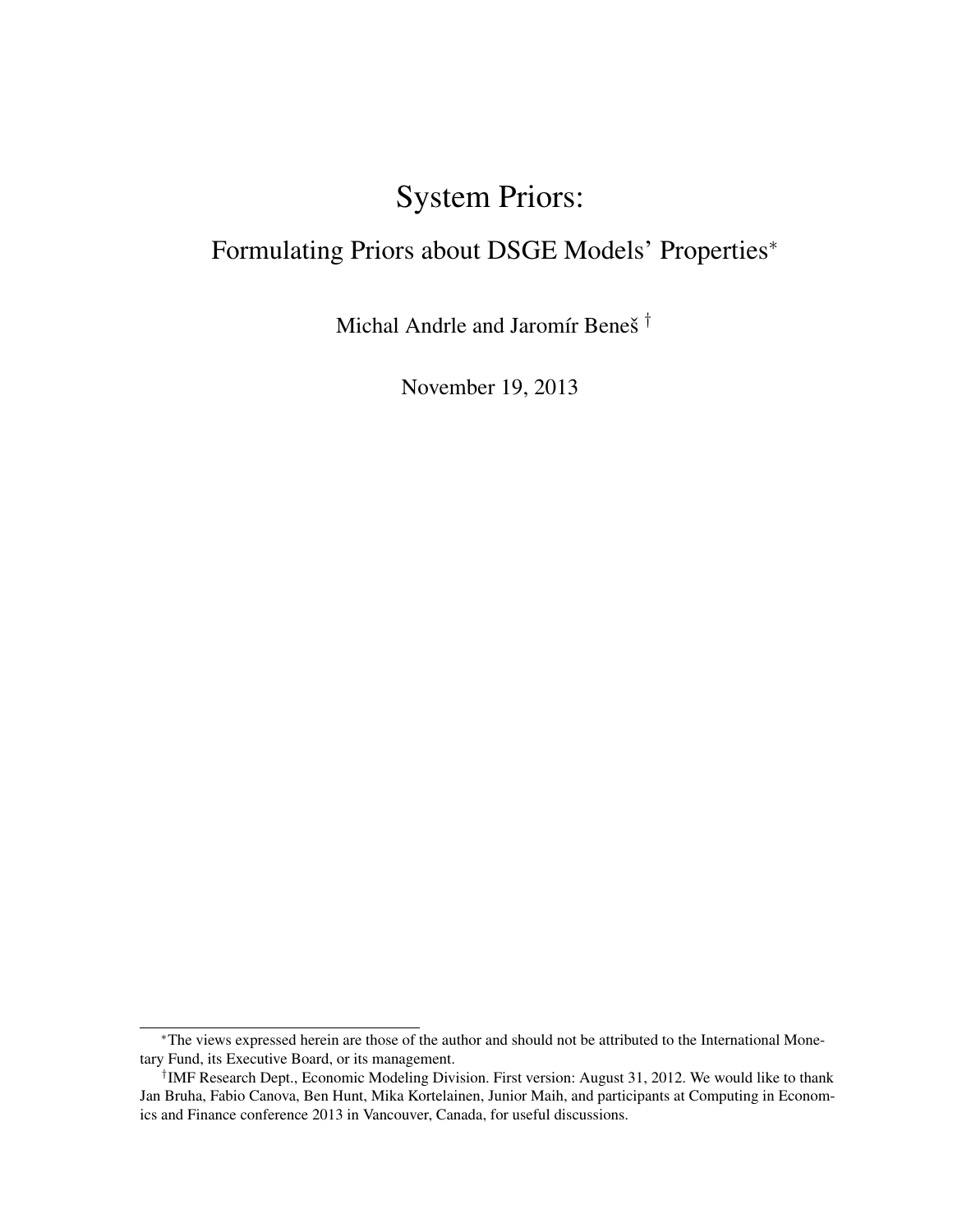# System Priors:

## Formulating Priors about DSGE Models' Properties*

Michal Andrle and Jaromír Beneš †

November 19, 2013

---

*The views expressed herein are those of the author and should not be attributed to the International Monetary Fund, its Executive Board, or its management.

†IMF Research Dept., Economic Modeling Division. First version: August 31, 2012. We would like to thank Jan Bruha, Fabio Canova, Ben Hunt, Mika Kortelainen, Junior Maih, and participants at Computing in Economics and Finance conference 2013 in Vancouver, Canada, for useful discussions.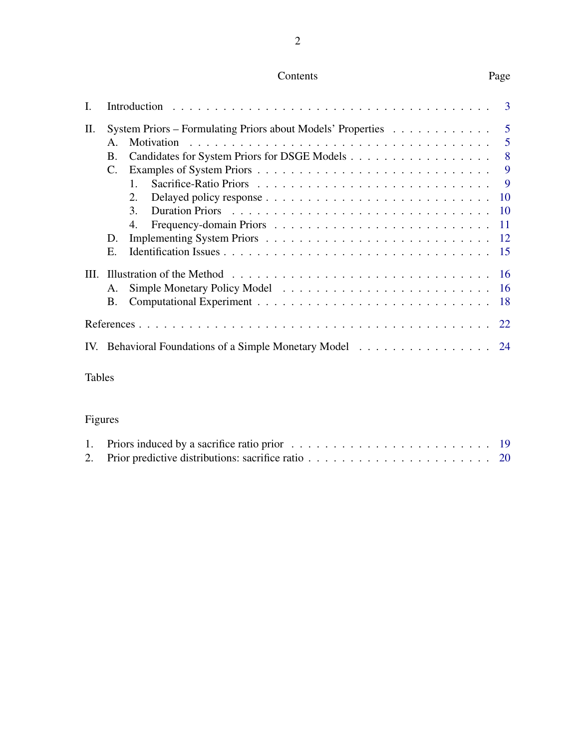## Contents

| | Page |
|---|---|
| I. Introduction | 3 |
| II. System Priors – Formulating Priors about Models' Properties | 5 |
| A. Motivation | 5 |
| B. Candidates for System Priors for DSGE Models | 8 |
| C. Examples of System Priors | 9 |
| 1. Sacrifice-Ratio Priors | 9 |
| 2. Delayed policy response | 10 |
| 3. Duration Priors | 10 |
| 4. Frequency-domain Priors | 11 |
| D. Implementing System Priors | 12 |
| E. Identification Issues | 15 |
| III. Illustration of the Method | 16 |
| A. Simple Monetary Policy Model | 16 |
| B. Computational Experiment | 18 |
| References | 22 |
| IV. Behavioral Foundations of a Simple Monetary Model | 24 |

Tables

Figures

| | |
|---|---|
| 1. Priors induced by a sacrifice ratio prior | 19 |
| 2. Prior predictive distributions: sacrifice ratio | 20 |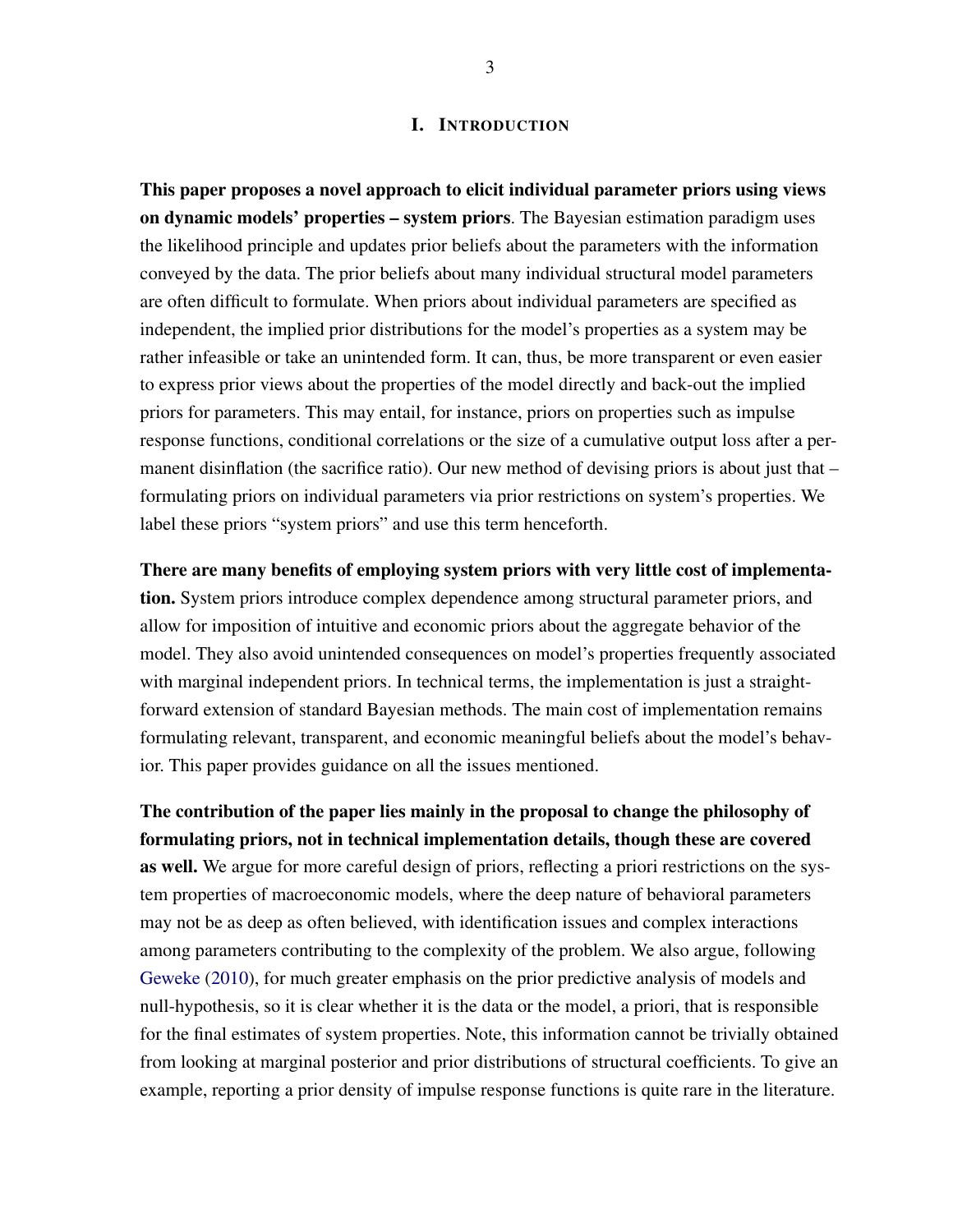# I. Introduction

**This paper proposes a novel approach to elicit individual parameter priors using views on dynamic models' properties – system priors**. The Bayesian estimation paradigm uses the likelihood principle and updates prior beliefs about the parameters with the information conveyed by the data. The prior beliefs about many individual structural model parameters are often difficult to formulate. When priors about individual parameters are specified as independent, the implied prior distributions for the model's properties as a system may be rather infeasible or take an unintended form. It can, thus, be more transparent or even easier to express prior views about the properties of the model directly and back-out the implied priors for parameters. This may entail, for instance, priors on properties such as impulse response functions, conditional correlations or the size of a cumulative output loss after a permanent disinflation (the sacrifice ratio). Our new method of devising priors is about just that – formulating priors on individual parameters via prior restrictions on system's properties. We label these priors "system priors" and use this term henceforth.

**There are many benefits of employing system priors with very little cost of implementation.** System priors introduce complex dependence among structural parameter priors, and allow for imposition of intuitive and economic priors about the aggregate behavior of the model. They also avoid unintended consequences on model's properties frequently associated with marginal independent priors. In technical terms, the implementation is just a straightforward extension of standard Bayesian methods. The main cost of implementation remains formulating relevant, transparent, and economic meaningful beliefs about the model's behavior. This paper provides guidance on all the issues mentioned.

**The contribution of the paper lies mainly in the proposal to change the philosophy of formulating priors, not in technical implementation details, though these are covered as well.** We argue for more careful design of priors, reflecting a priori restrictions on the system properties of macroeconomic models, where the deep nature of behavioral parameters may not be as deep as often believed, with identification issues and complex interactions among parameters contributing to the complexity of the problem. We also argue, following Geweke (2010), for much greater emphasis on the prior predictive analysis of models and null-hypothesis, so it is clear whether it is the data or the model, a priori, that is responsible for the final estimates of system properties. Note, this information cannot be trivially obtained from looking at marginal posterior and prior distributions of structural coefficients. To give an example, reporting a prior density of impulse response functions is quite rare in the literature.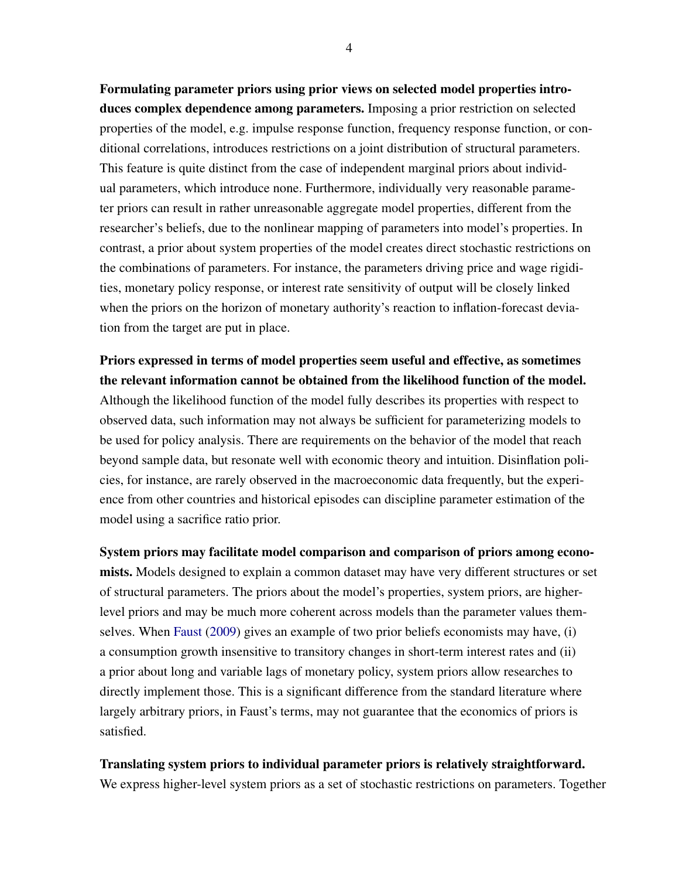**Formulating parameter priors using prior views on selected model properties introduces complex dependence among parameters.** Imposing a prior restriction on selected properties of the model, e.g. impulse response function, frequency response function, or conditional correlations, introduces restrictions on a joint distribution of structural parameters. This feature is quite distinct from the case of independent marginal priors about individual parameters, which introduce none. Furthermore, individually very reasonable parameter priors can result in rather unreasonable aggregate model properties, different from the researcher's beliefs, due to the nonlinear mapping of parameters into model's properties. In contrast, a prior about system properties of the model creates direct stochastic restrictions on the combinations of parameters. For instance, the parameters driving price and wage rigidities, monetary policy response, or interest rate sensitivity of output will be closely linked when the priors on the horizon of monetary authority's reaction to inflation-forecast deviation from the target are put in place.

**Priors expressed in terms of model properties seem useful and effective, as sometimes the relevant information cannot be obtained from the likelihood function of the model.** Although the likelihood function of the model fully describes its properties with respect to observed data, such information may not always be sufficient for parameterizing models to be used for policy analysis. There are requirements on the behavior of the model that reach beyond sample data, but resonate well with economic theory and intuition. Disinflation policies, for instance, are rarely observed in the macroeconomic data frequently, but the experience from other countries and historical episodes can discipline parameter estimation of the model using a sacrifice ratio prior.

**System priors may facilitate model comparison and comparison of priors among economists.** Models designed to explain a common dataset may have very different structures or set of structural parameters. The priors about the model's properties, system priors, are higher-level priors and may be much more coherent across models than the parameter values themselves. When Faust (2009) gives an example of two prior beliefs economists may have, (i) a consumption growth insensitive to transitory changes in short-term interest rates and (ii) a prior about long and variable lags of monetary policy, system priors allow researches to directly implement those. This is a significant difference from the standard literature where largely arbitrary priors, in Faust's terms, may not guarantee that the economics of priors is satisfied.

**Translating system priors to individual parameter priors is relatively straightforward.** We express higher-level system priors as a set of stochastic restrictions on parameters. Together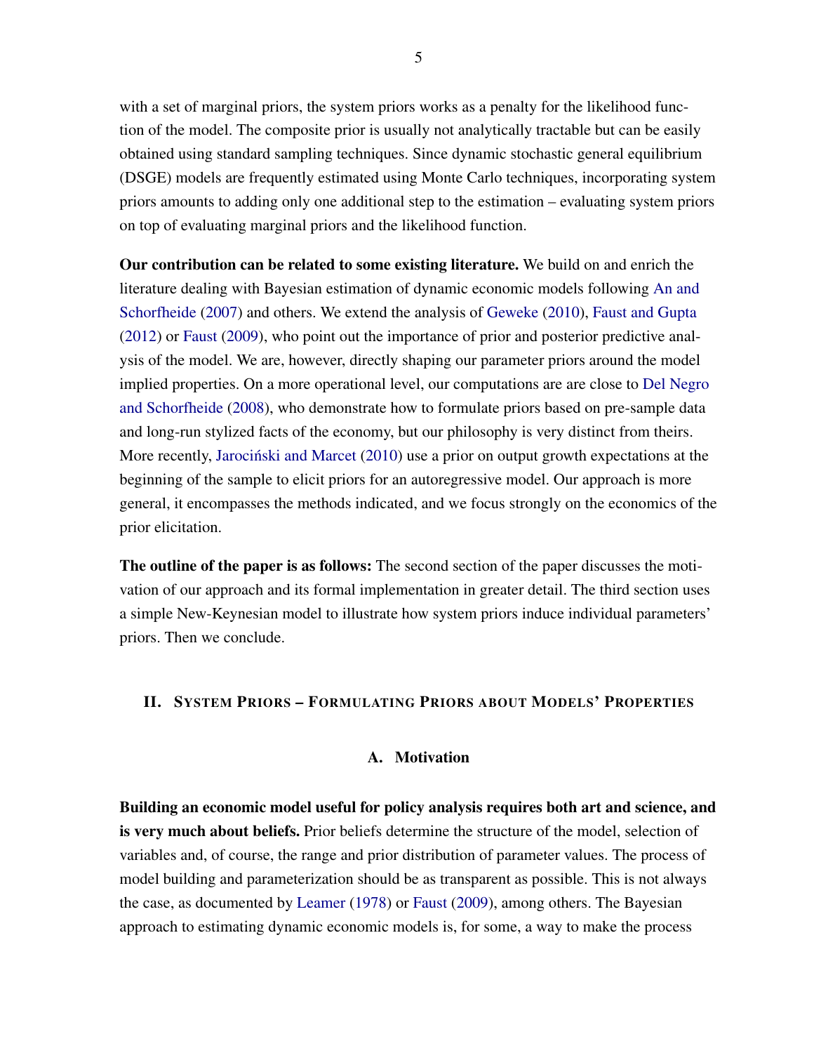with a set of marginal priors, the system priors works as a penalty for the likelihood function of the model. The composite prior is usually not analytically tractable but can be easily obtained using standard sampling techniques. Since dynamic stochastic general equilibrium (DSGE) models are frequently estimated using Monte Carlo techniques, incorporating system priors amounts to adding only one additional step to the estimation – evaluating system priors on top of evaluating marginal priors and the likelihood function.

**Our contribution can be related to some existing literature.** We build on and enrich the literature dealing with Bayesian estimation of dynamic economic models following An and Schorfheide (2007) and others. We extend the analysis of Geweke (2010), Faust and Gupta (2012) or Faust (2009), who point out the importance of prior and posterior predictive analysis of the model. We are, however, directly shaping our parameter priors around the model implied properties. On a more operational level, our computations are are close to Del Negro and Schorfheide (2008), who demonstrate how to formulate priors based on pre-sample data and long-run stylized facts of the economy, but our philosophy is very distinct from theirs. More recently, Jarociński and Marcet (2010) use a prior on output growth expectations at the beginning of the sample to elicit priors for an autoregressive model. Our approach is more general, it encompasses the methods indicated, and we focus strongly on the economics of the prior elicitation.

**The outline of the paper is as follows:** The second section of the paper discusses the motivation of our approach and its formal implementation in greater detail. The third section uses a simple New-Keynesian model to illustrate how system priors induce individual parameters' priors. Then we conclude.

## II. System Priors – Formulating Priors about Models' Properties

### A. Motivation

**Building an economic model useful for policy analysis requires both art and science, and is very much about beliefs.** Prior beliefs determine the structure of the model, selection of variables and, of course, the range and prior distribution of parameter values. The process of model building and parameterization should be as transparent as possible. This is not always the case, as documented by Leamer (1978) or Faust (2009), among others. The Bayesian approach to estimating dynamic economic models is, for some, a way to make the process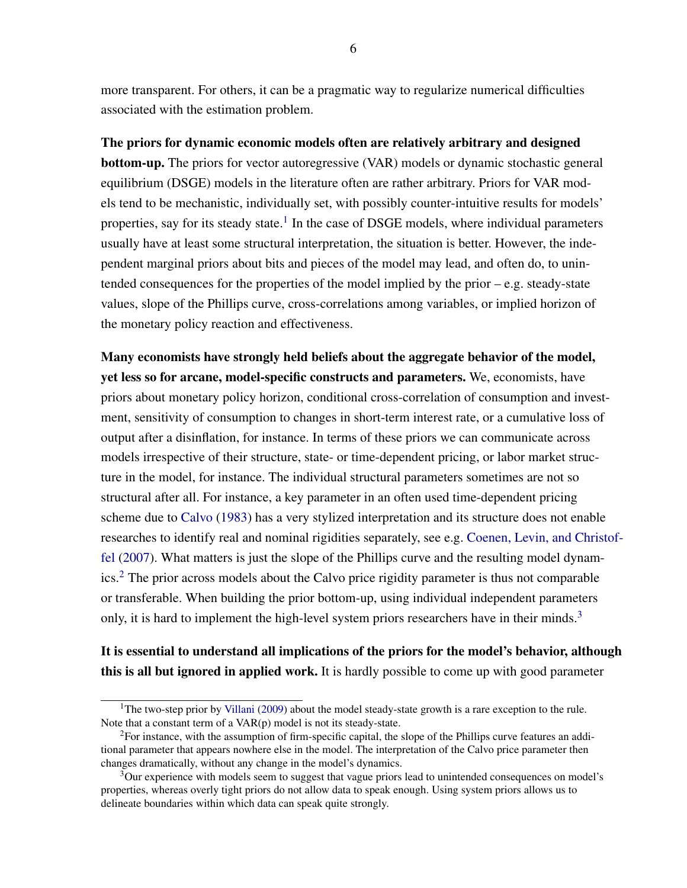more transparent. For others, it can be a pragmatic way to regularize numerical difficulties associated with the estimation problem.

**The priors for dynamic economic models often are relatively arbitrary and designed bottom-up.** The priors for vector autoregressive (VAR) models or dynamic stochastic general equilibrium (DSGE) models in the literature often are rather arbitrary. Priors for VAR models tend to be mechanistic, individually set, with possibly counter-intuitive results for models' properties, say for its steady state.[1] In the case of DSGE models, where individual parameters usually have at least some structural interpretation, the situation is better. However, the independent marginal priors about bits and pieces of the model may lead, and often do, to unintended consequences for the properties of the model implied by the prior – e.g. steady-state values, slope of the Phillips curve, cross-correlations among variables, or implied horizon of the monetary policy reaction and effectiveness.

**Many economists have strongly held beliefs about the aggregate behavior of the model, yet less so for arcane, model-specific constructs and parameters.** We, economists, have priors about monetary policy horizon, conditional cross-correlation of consumption and investment, sensitivity of consumption to changes in short-term interest rate, or a cumulative loss of output after a disinflation, for instance. In terms of these priors we can communicate across models irrespective of their structure, state- or time-dependent pricing, or labor market structure in the model, for instance. The individual structural parameters sometimes are not so structural after all. For instance, a key parameter in an often used time-dependent pricing scheme due to Calvo (1983) has a very stylized interpretation and its structure does not enable researches to identify real and nominal rigidities separately, see e.g. Coenen, Levin, and Christoffel (2007). What matters is just the slope of the Phillips curve and the resulting model dynamics.[2] The prior across models about the Calvo price rigidity parameter is thus not comparable or transferable. When building the prior bottom-up, using individual independent parameters only, it is hard to implement the high-level system priors researchers have in their minds.[3]

**It is essential to understand all implications of the priors for the model's behavior, although this is all but ignored in applied work.** It is hardly possible to come up with good parameter

---

[1] The two-step prior by Villani (2009) about the model steady-state growth is a rare exception to the rule. Note that a constant term of a VAR(p) model is not its steady-state.

[2] For instance, with the assumption of firm-specific capital, the slope of the Phillips curve features an additional parameter that appears nowhere else in the model. The interpretation of the Calvo price parameter then changes dramatically, without any change in the model's dynamics.

[3] Our experience with models seem to suggest that vague priors lead to unintended consequences on model's properties, whereas overly tight priors do not allow data to speak enough. Using system priors allows us to delineate boundaries within which data can speak quite strongly.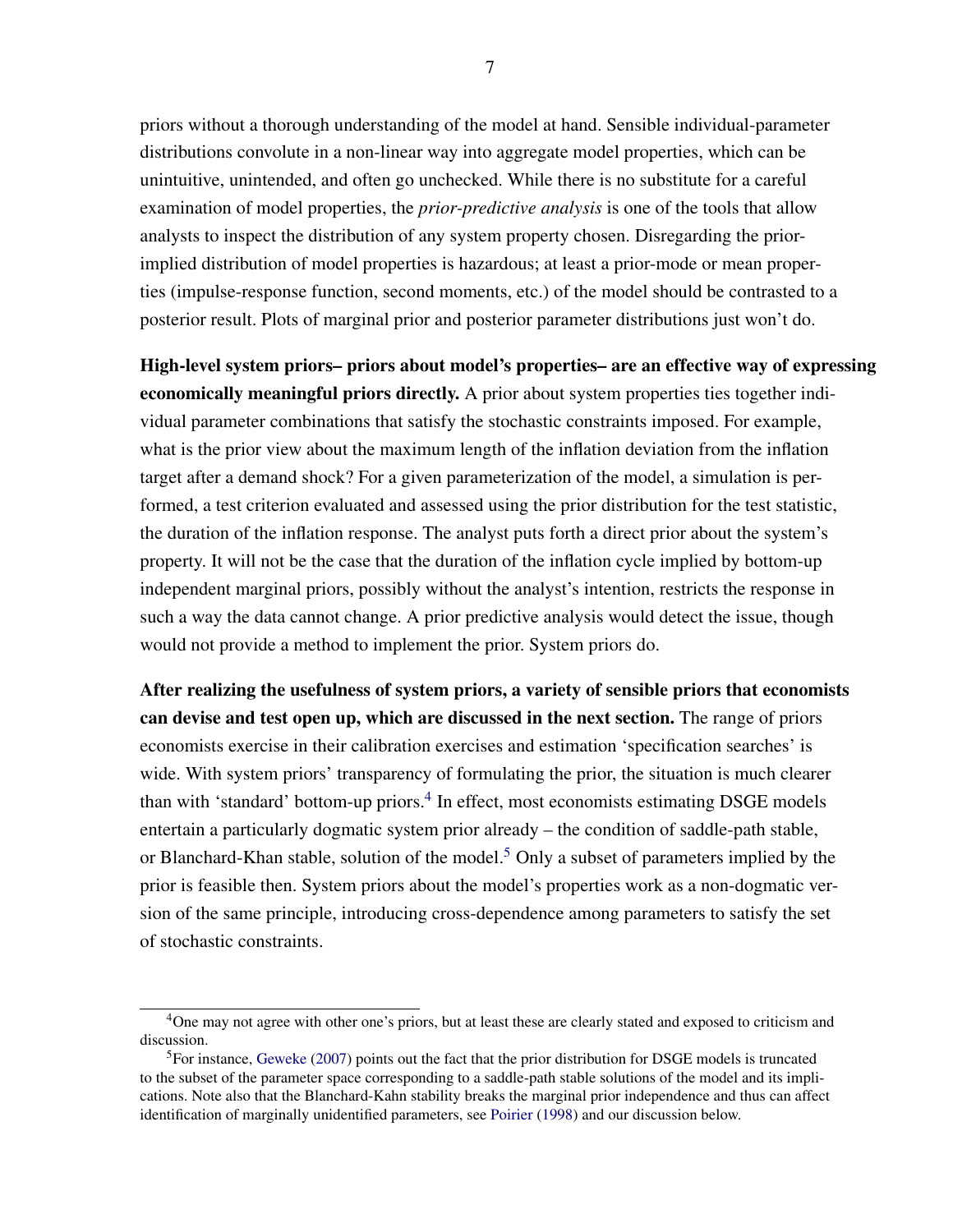priors without a thorough understanding of the model at hand. Sensible individual-parameter distributions convolute in a non-linear way into aggregate model properties, which can be unintuitive, unintended, and often go unchecked. While there is no substitute for a careful examination of model properties, the *prior-predictive analysis* is one of the tools that allow analysts to inspect the distribution of any system property chosen. Disregarding the prior-implied distribution of model properties is hazardous; at least a prior-mode or mean properties (impulse-response function, second moments, etc.) of the model should be contrasted to a posterior result. Plots of marginal prior and posterior parameter distributions just won't do.

**High-level system priors– priors about model's properties– are an effective way of expressing economically meaningful priors directly.** A prior about system properties ties together individual parameter combinations that satisfy the stochastic constraints imposed. For example, what is the prior view about the maximum length of the inflation deviation from the inflation target after a demand shock? For a given parameterization of the model, a simulation is performed, a test criterion evaluated and assessed using the prior distribution for the test statistic, the duration of the inflation response. The analyst puts forth a direct prior about the system's property. It will not be the case that the duration of the inflation cycle implied by bottom-up independent marginal priors, possibly without the analyst's intention, restricts the response in such a way the data cannot change. A prior predictive analysis would detect the issue, though would not provide a method to implement the prior. System priors do.

**After realizing the usefulness of system priors, a variety of sensible priors that economists can devise and test open up, which are discussed in the next section.** The range of priors economists exercise in their calibration exercises and estimation 'specification searches' is wide. With system priors' transparency of formulating the prior, the situation is much clearer than with 'standard' bottom-up priors.[4] In effect, most economists estimating DSGE models entertain a particularly dogmatic system prior already – the condition of saddle-path stable, or Blanchard-Khan stable, solution of the model.[5] Only a subset of parameters implied by the prior is feasible then. System priors about the model's properties work as a non-dogmatic version of the same principle, introducing cross-dependence among parameters to satisfy the set of stochastic constraints.

---

[4] One may not agree with other one's priors, but at least these are clearly stated and exposed to criticism and discussion.

[5] For instance, Geweke (2007) points out the fact that the prior distribution for DSGE models is truncated to the subset of the parameter space corresponding to a saddle-path stable solutions of the model and its implications. Note also that the Blanchard-Kahn stability breaks the marginal prior independence and thus can affect identification of marginally unidentified parameters, see Poirier (1998) and our discussion below.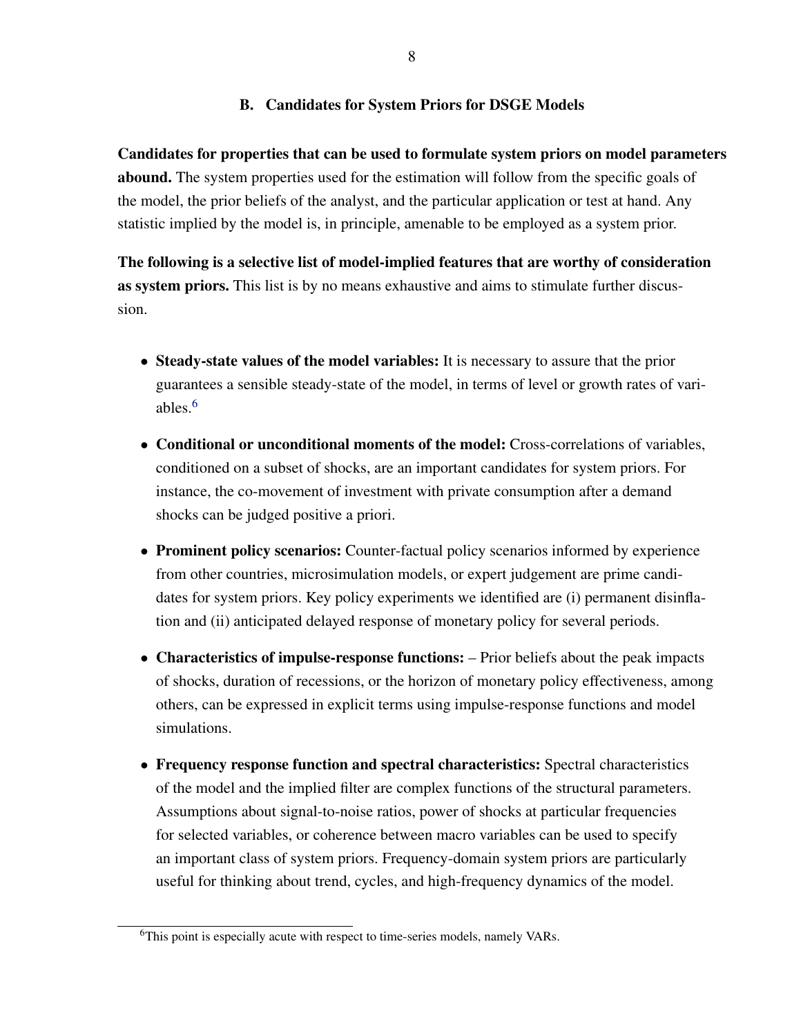### B. Candidates for System Priors for DSGE Models

**Candidates for properties that can be used to formulate system priors on model parameters abound.** The system properties used for the estimation will follow from the specific goals of the model, the prior beliefs of the analyst, and the particular application or test at hand. Any statistic implied by the model is, in principle, amenable to be employed as a system prior.

**The following is a selective list of model-implied features that are worthy of consideration as system priors.** This list is by no means exhaustive and aims to stimulate further discussion.

- **Steady-state values of the model variables:** It is necessary to assure that the prior guarantees a sensible steady-state of the model, in terms of level or growth rates of variables.[6]
- **Conditional or unconditional moments of the model:** Cross-correlations of variables, conditioned on a subset of shocks, are an important candidates for system priors. For instance, the co-movement of investment with private consumption after a demand shocks can be judged positive a priori.
- **Prominent policy scenarios:** Counter-factual policy scenarios informed by experience from other countries, microsimulation models, or expert judgement are prime candidates for system priors. Key policy experiments we identified are (i) permanent disinflation and (ii) anticipated delayed response of monetary policy for several periods.
- **Characteristics of impulse-response functions:** – Prior beliefs about the peak impacts of shocks, duration of recessions, or the horizon of monetary policy effectiveness, among others, can be expressed in explicit terms using impulse-response functions and model simulations.
- **Frequency response function and spectral characteristics:** Spectral characteristics of the model and the implied filter are complex functions of the structural parameters. Assumptions about signal-to-noise ratios, power of shocks at particular frequencies for selected variables, or coherence between macro variables can be used to specify an important class of system priors. Frequency-domain system priors are particularly useful for thinking about trend, cycles, and high-frequency dynamics of the model.

[6] This point is especially acute with respect to time-series models, namely VARs.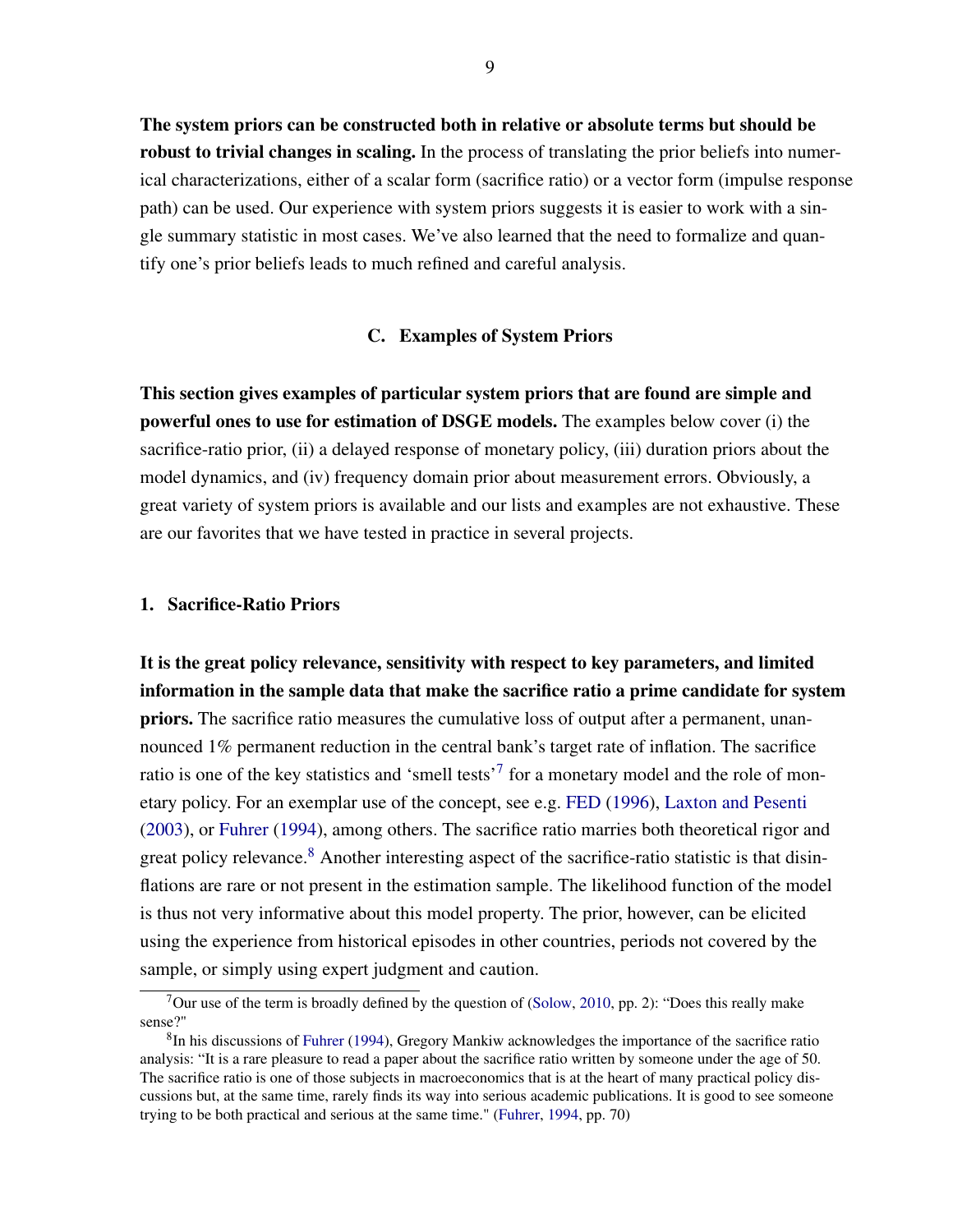**The system priors can be constructed both in relative or absolute terms but should be robust to trivial changes in scaling.** In the process of translating the prior beliefs into numerical characterizations, either of a scalar form (sacrifice ratio) or a vector form (impulse response path) can be used. Our experience with system priors suggests it is easier to work with a single summary statistic in most cases. We've also learned that the need to formalize and quantify one's prior beliefs leads to much refined and careful analysis.

### C. Examples of System Priors

**This section gives examples of particular system priors that are found are simple and powerful ones to use for estimation of DSGE models.** The examples below cover (i) the sacrifice-ratio prior, (ii) a delayed response of monetary policy, (iii) duration priors about the model dynamics, and (iv) frequency domain prior about measurement errors. Obviously, a great variety of system priors is available and our lists and examples are not exhaustive. These are our favorites that we have tested in practice in several projects.

#### 1. Sacrifice-Ratio Priors

**It is the great policy relevance, sensitivity with respect to key parameters, and limited information in the sample data that make the sacrifice ratio a prime candidate for system priors.** The sacrifice ratio measures the cumulative loss of output after a permanent, unannounced 1% permanent reduction in the central bank's target rate of inflation. The sacrifice ratio is one of the key statistics and 'smell tests'[7] for a monetary model and the role of monetary policy. For an exemplar use of the concept, see e.g. FED (1996), Laxton and Pesenti (2003), or Fuhrer (1994), among others. The sacrifice ratio marries both theoretical rigor and great policy relevance.[8] Another interesting aspect of the sacrifice-ratio statistic is that disinflations are rare or not present in the estimation sample. The likelihood function of the model is thus not very informative about this model property. The prior, however, can be elicited using the experience from historical episodes in other countries, periods not covered by the sample, or simply using expert judgment and caution.

[7] Our use of the term is broadly defined by the question of (Solow, 2010, pp. 2): "Does this really make sense?"

[8] In his discussions of Fuhrer (1994), Gregory Mankiw acknowledges the importance of the sacrifice ratio analysis: "It is a rare pleasure to read a paper about the sacrifice ratio written by someone under the age of 50. The sacrifice ratio is one of those subjects in macroeconomics that is at the heart of many practical policy discussions but, at the same time, rarely finds its way into serious academic publications. It is good to see someone trying to be both practical and serious at the same time." (Fuhrer, 1994, pp. 70)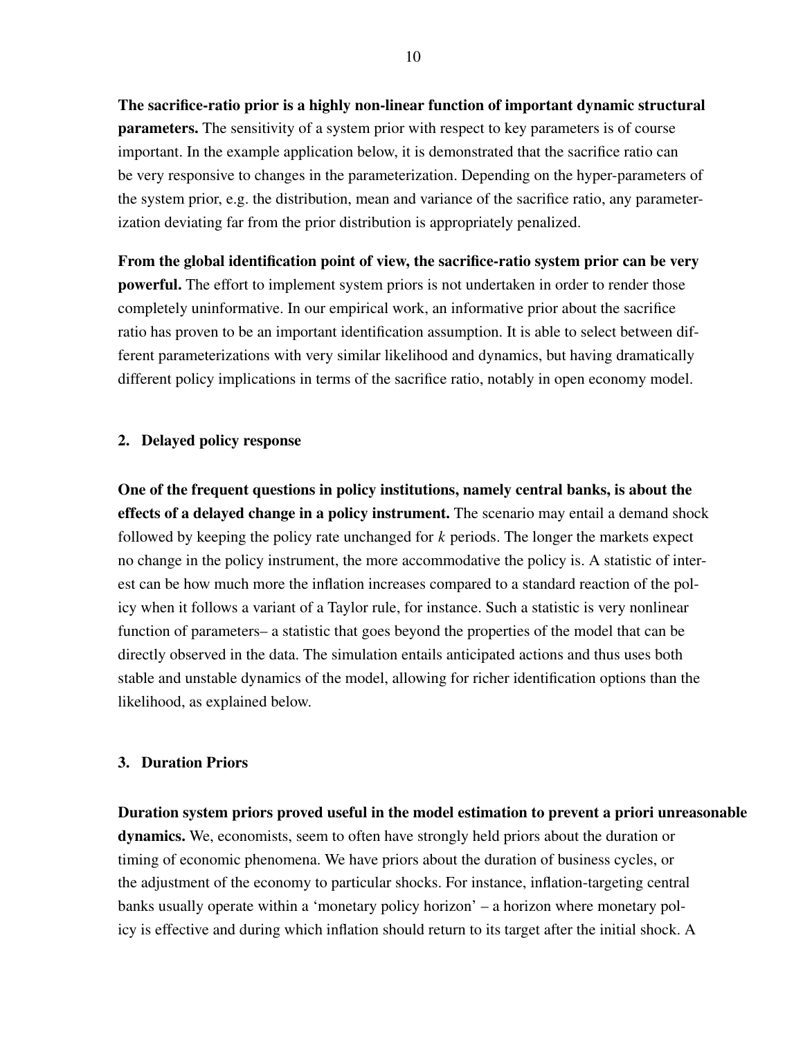**The sacrifice-ratio prior is a highly non-linear function of important dynamic structural parameters.** The sensitivity of a system prior with respect to key parameters is of course important. In the example application below, it is demonstrated that the sacrifice ratio can be very responsive to changes in the parameterization. Depending on the hyper-parameters of the system prior, e.g. the distribution, mean and variance of the sacrifice ratio, any parameterization deviating far from the prior distribution is appropriately penalized.

**From the global identification point of view, the sacrifice-ratio system prior can be very powerful.** The effort to implement system priors is not undertaken in order to render those completely uninformative. In our empirical work, an informative prior about the sacrifice ratio has proven to be an important identification assumption. It is able to select between different parameterizations with very similar likelihood and dynamics, but having dramatically different policy implications in terms of the sacrifice ratio, notably in open economy model.

### 2. Delayed policy response

**One of the frequent questions in policy institutions, namely central banks, is about the effects of a delayed change in a policy instrument.** The scenario may entail a demand shock followed by keeping the policy rate unchanged for $k$ periods. The longer the markets expect no change in the policy instrument, the more accommodative the policy is. A statistic of interest can be how much more the inflation increases compared to a standard reaction of the policy when it follows a variant of a Taylor rule, for instance. Such a statistic is very nonlinear function of parameters– a statistic that goes beyond the properties of the model that can be directly observed in the data. The simulation entails anticipated actions and thus uses both stable and unstable dynamics of the model, allowing for richer identification options than the likelihood, as explained below.

### 3. Duration Priors

**Duration system priors proved useful in the model estimation to prevent a priori unreasonable dynamics.** We, economists, seem to often have strongly held priors about the duration or timing of economic phenomena. We have priors about the duration of business cycles, or the adjustment of the economy to particular shocks. For instance, inflation-targeting central banks usually operate within a 'monetary policy horizon' – a horizon where monetary policy is effective and during which inflation should return to its target after the initial shock. A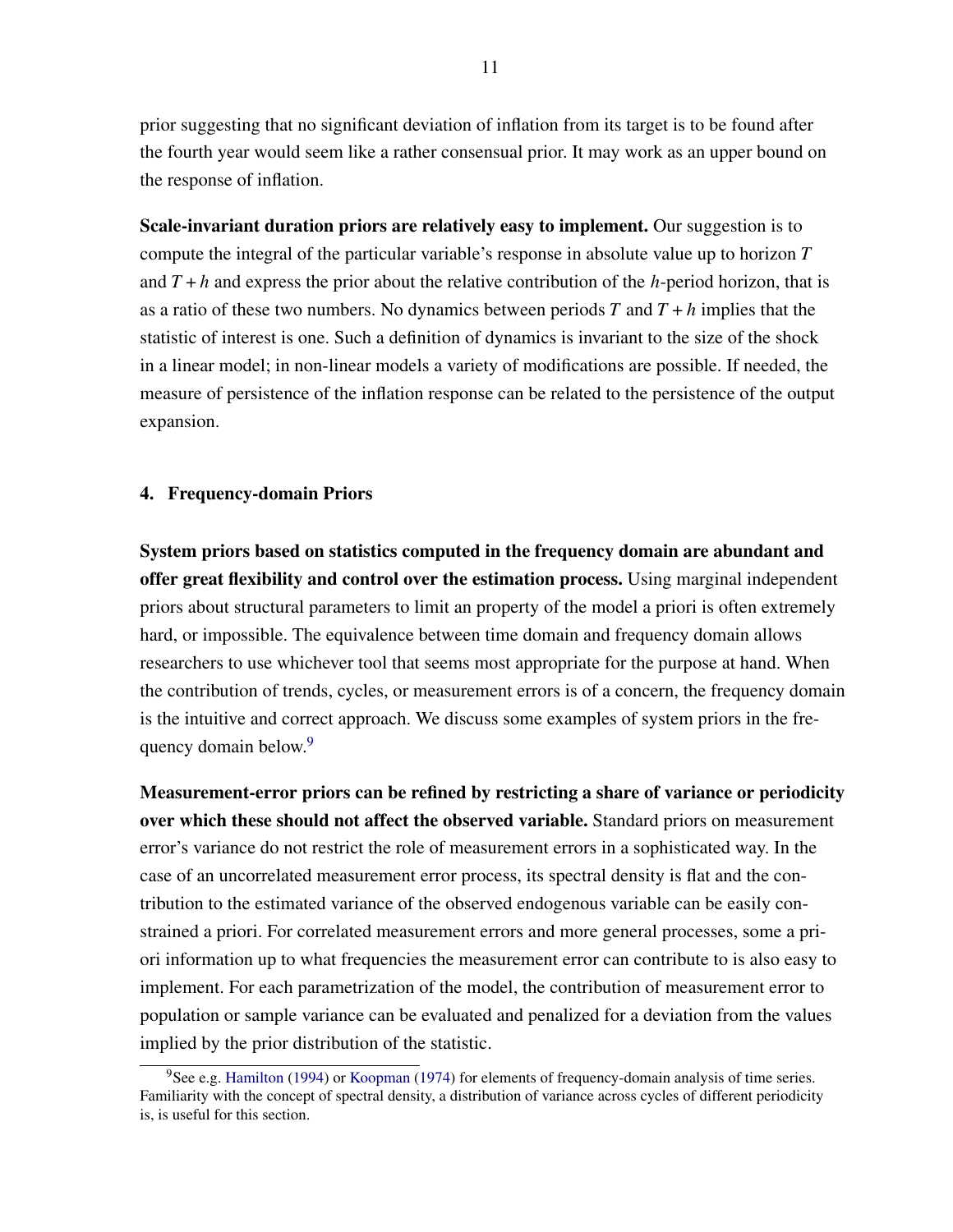prior suggesting that no significant deviation of inflation from its target is to be found after the fourth year would seem like a rather consensual prior. It may work as an upper bound on the response of inflation.

**Scale-invariant duration priors are relatively easy to implement.** Our suggestion is to compute the integral of the particular variable's response in absolute value up to horizon $T$ and $T+h$ and express the prior about the relative contribution of the $h$-period horizon, that is as a ratio of these two numbers. No dynamics between periods $T$ and $T+h$ implies that the statistic of interest is one. Such a definition of dynamics is invariant to the size of the shock in a linear model; in non-linear models a variety of modifications are possible. If needed, the measure of persistence of the inflation response can be related to the persistence of the output expansion.

## 4. Frequency-domain Priors

**System priors based on statistics computed in the frequency domain are abundant and offer great flexibility and control over the estimation process.** Using marginal independent priors about structural parameters to limit an property of the model a priori is often extremely hard, or impossible. The equivalence between time domain and frequency domain allows researchers to use whichever tool that seems most appropriate for the purpose at hand. When the contribution of trends, cycles, or measurement errors is of a concern, the frequency domain is the intuitive and correct approach. We discuss some examples of system priors in the frequency domain below.[9]

**Measurement-error priors can be refined by restricting a share of variance or periodicity over which these should not affect the observed variable.** Standard priors on measurement error's variance do not restrict the role of measurement errors in a sophisticated way. In the case of an uncorrelated measurement error process, its spectral density is flat and the contribution to the estimated variance of the observed endogenous variable can be easily constrained a priori. For correlated measurement errors and more general processes, some a priori information up to what frequencies the measurement error can contribute to is also easy to implement. For each parametrization of the model, the contribution of measurement error to population or sample variance can be evaluated and penalized for a deviation from the values implied by the prior distribution of the statistic.

[9] See e.g. Hamilton (1994) or Koopman (1974) for elements of frequency-domain analysis of time series. Familiarity with the concept of spectral density, a distribution of variance across cycles of different periodicity is, is useful for this section.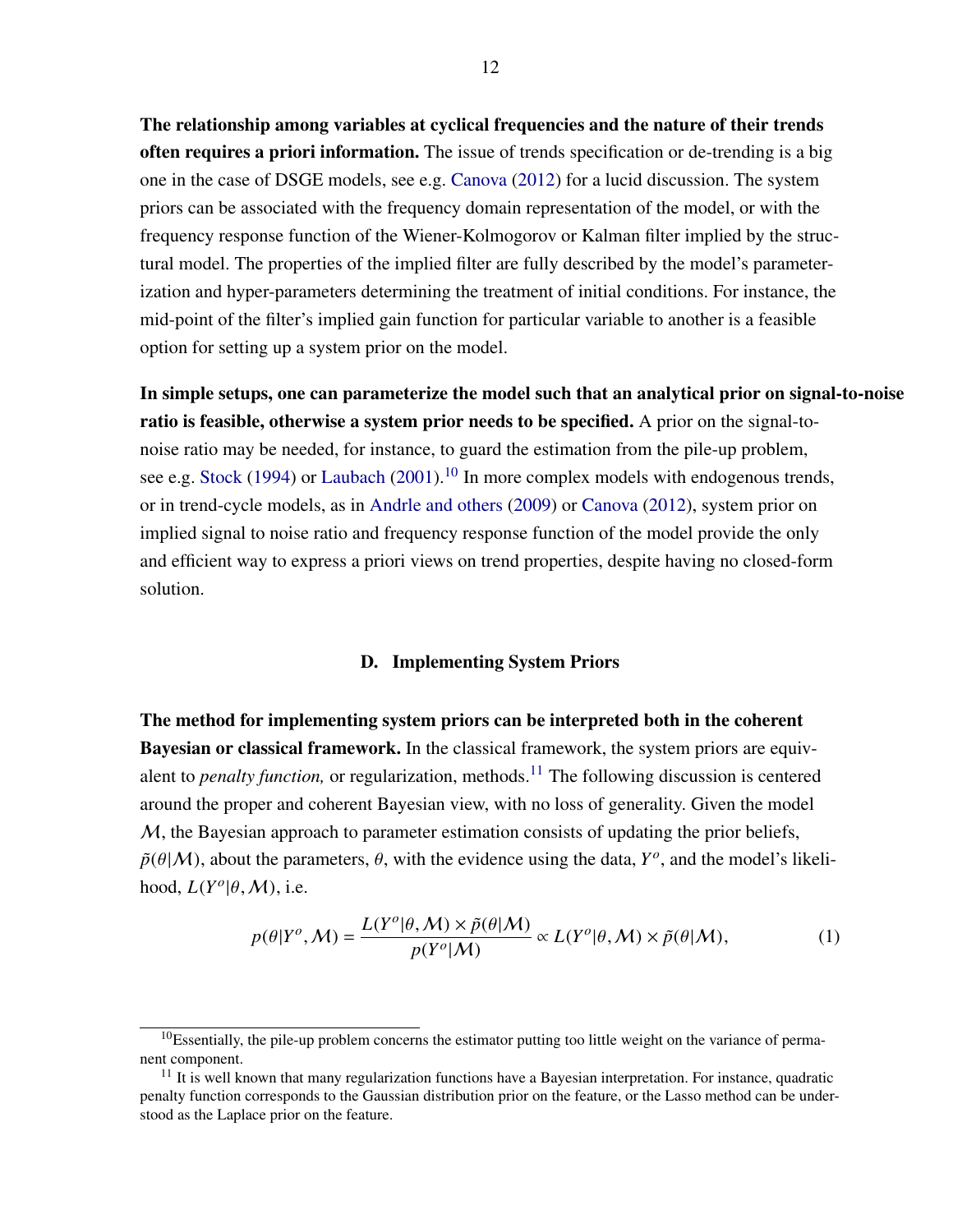**The relationship among variables at cyclical frequencies and the nature of their trends often requires a priori information.** The issue of trends specification or de-trending is a big one in the case of DSGE models, see e.g. Canova (2012) for a lucid discussion. The system priors can be associated with the frequency domain representation of the model, or with the frequency response function of the Wiener-Kolmogorov or Kalman filter implied by the structural model. The properties of the implied filter are fully described by the model's parameterization and hyper-parameters determining the treatment of initial conditions. For instance, the mid-point of the filter's implied gain function for particular variable to another is a feasible option for setting up a system prior on the model.

**In simple setups, one can parameterize the model such that an analytical prior on signal-to-noise ratio is feasible, otherwise a system prior needs to be specified.** A prior on the signal-to-noise ratio may be needed, for instance, to guard the estimation from the pile-up problem, see e.g. Stock (1994) or Laubach (2001).[10] In more complex models with endogenous trends, or in trend-cycle models, as in Andrle and others (2009) or Canova (2012), system prior on implied signal to noise ratio and frequency response function of the model provide the only and efficient way to express a priori views on trend properties, despite having no closed-form solution.

### D. Implementing System Priors

**The method for implementing system priors can be interpreted both in the coherent Bayesian or classical framework.** In the classical framework, the system priors are equivalent to *penalty function,* or regularization, methods.[11] The following discussion is centered around the proper and coherent Bayesian view, with no loss of generality. Given the model $\mathcal{M}$, the Bayesian approach to parameter estimation consists of updating the prior beliefs, $\tilde{p}(\theta|\mathcal{M})$, about the parameters, $\theta$, with the evidence using the data, $Y^o$, and the model's likelihood, $L(Y^o|\theta, \mathcal{M})$, i.e.

$$p(\theta|Y^o, \mathcal{M}) = \frac{L(Y^o|\theta, \mathcal{M}) \times \tilde{p}(\theta|\mathcal{M})}{p(Y^o|\mathcal{M})} \propto L(Y^o|\theta, \mathcal{M}) \times \tilde{p}(\theta|\mathcal{M}), \tag{1}$$

[10] Essentially, the pile-up problem concerns the estimator putting too little weight on the variance of permanent component.

[11] It is well known that many regularization functions have a Bayesian interpretation. For instance, quadratic penalty function corresponds to the Gaussian distribution prior on the feature, or the Lasso method can be understood as the Laplace prior on the feature.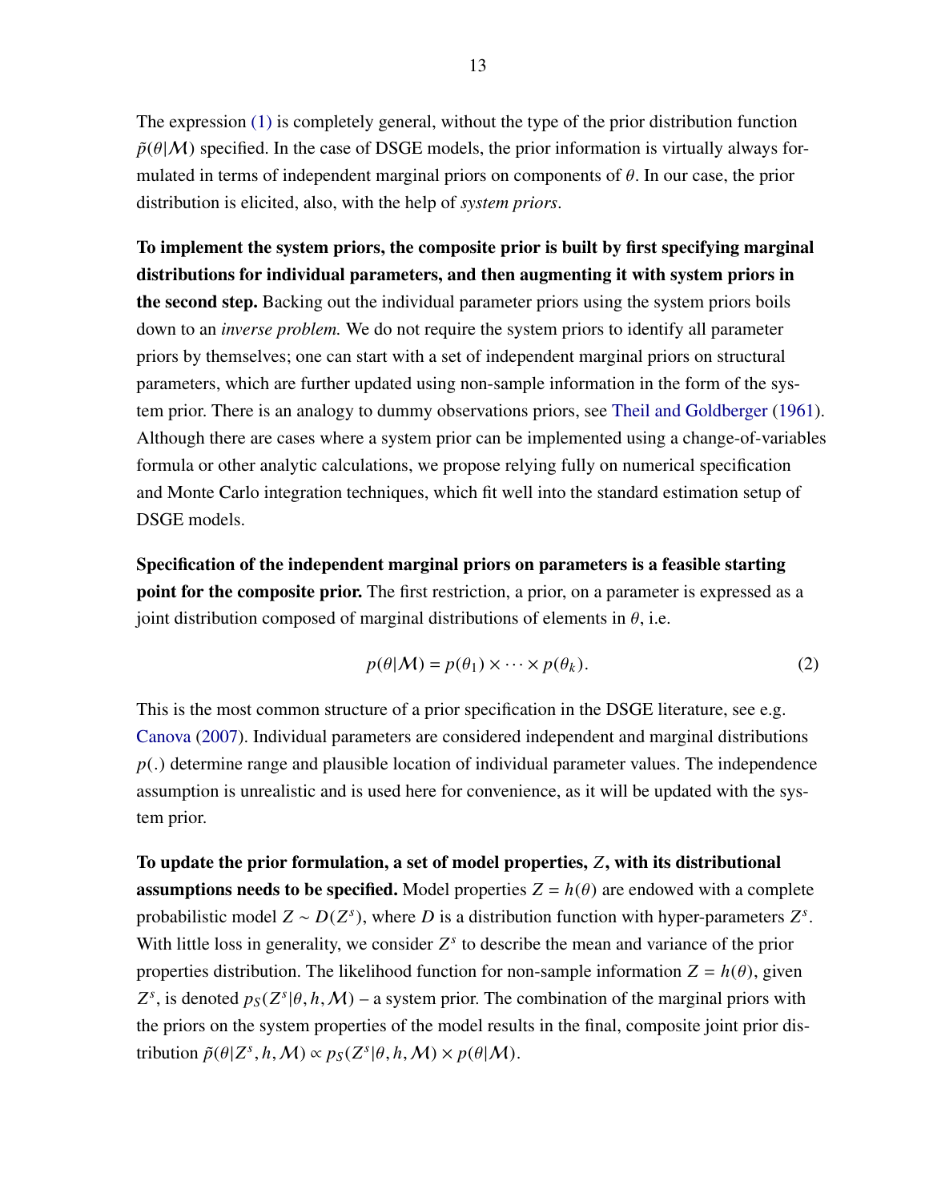The expression (1) is completely general, without the type of the prior distribution function $\tilde{p}(\theta|\mathcal{M})$ specified. In the case of DSGE models, the prior information is virtually always formulated in terms of independent marginal priors on components of $\theta$. In our case, the prior distribution is elicited, also, with the help of *system priors*.

**To implement the system priors, the composite prior is built by first specifying marginal distributions for individual parameters, and then augmenting it with system priors in the second step.** Backing out the individual parameter priors using the system priors boils down to an *inverse problem.* We do not require the system priors to identify all parameter priors by themselves; one can start with a set of independent marginal priors on structural parameters, which are further updated using non-sample information in the form of the system prior. There is an analogy to dummy observations priors, see Theil and Goldberger (1961). Although there are cases where a system prior can be implemented using a change-of-variables formula or other analytic calculations, we propose relying fully on numerical specification and Monte Carlo integration techniques, which fit well into the standard estimation setup of DSGE models.

**Specification of the independent marginal priors on parameters is a feasible starting point for the composite prior.** The first restriction, a prior, on a parameter is expressed as a joint distribution composed of marginal distributions of elements in $\theta$, i.e.

$$p(\theta|\mathcal{M}) = p(\theta_1) \times \cdots \times p(\theta_k). \tag{2}$$

This is the most common structure of a prior specification in the DSGE literature, see e.g. Canova (2007). Individual parameters are considered independent and marginal distributions $p(.)$ determine range and plausible location of individual parameter values. The independence assumption is unrealistic and is used here for convenience, as it will be updated with the system prior.

**To update the prior formulation, a set of model properties, $Z$, with its distributional assumptions needs to be specified.** Model properties $Z = h(\theta)$ are endowed with a complete probabilistic model $Z \sim D(Z^s)$, where $D$ is a distribution function with hyper-parameters $Z^s$. With little loss in generality, we consider $Z^s$ to describe the mean and variance of the prior properties distribution. The likelihood function for non-sample information $Z = h(\theta)$, given $Z^s$, is denoted $p_S(Z^s|\theta, h, \mathcal{M})$ – a system prior. The combination of the marginal priors with the priors on the system properties of the model results in the final, composite joint prior distribution $\tilde{p}(\theta|Z^s, h, \mathcal{M}) \propto p_S(Z^s|\theta, h, \mathcal{M}) \times p(\theta|\mathcal{M})$.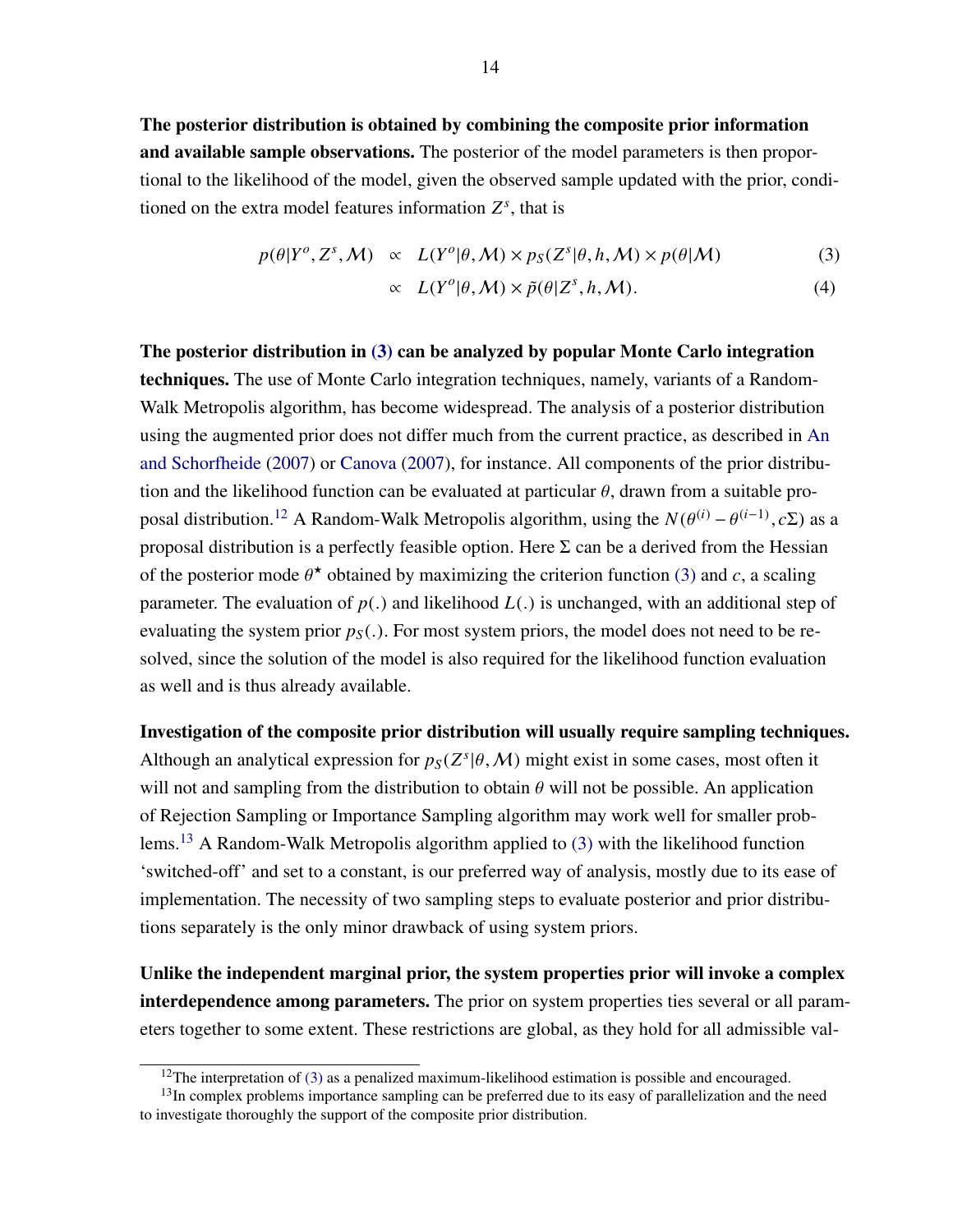**The posterior distribution is obtained by combining the composite prior information and available sample observations.** The posterior of the model parameters is then proportional to the likelihood of the model, given the observed sample updated with the prior, conditioned on the extra model features information $Z^s$, that is

$$
\begin{aligned}
p(\theta|Y^o, Z^s, \mathcal{M}) &\propto L(Y^o|\theta, \mathcal{M}) \times p_S(Z^s|\theta, h, \mathcal{M}) \times p(\theta|\mathcal{M}) \qquad (3) \\
&\propto L(Y^o|\theta, \mathcal{M}) \times \tilde{p}(\theta|Z^s, h, \mathcal{M}). \qquad (4)
\end{aligned}
$$

**The posterior distribution in (3) can be analyzed by popular Monte Carlo integration techniques.** The use of Monte Carlo integration techniques, namely, variants of a Random-Walk Metropolis algorithm, has become widespread. The analysis of a posterior distribution using the augmented prior does not differ much from the current practice, as described in An and Schorfheide (2007) or Canova (2007), for instance. All components of the prior distribution and the likelihood function can be evaluated at particular $\theta$, drawn from a suitable proposal distribution.[12] A Random-Walk Metropolis algorithm, using the $N(\theta^{(i)} - \theta^{(i-1)}, c\Sigma)$ as a proposal distribution is a perfectly feasible option. Here $\Sigma$ can be a derived from the Hessian of the posterior mode $\theta^\star$ obtained by maximizing the criterion function (3) and $c$, a scaling parameter. The evaluation of $p(.)$ and likelihood $L(.)$ is unchanged, with an additional step of evaluating the system prior $p_S(.)$. For most system priors, the model does not need to be re-solved, since the solution of the model is also required for the likelihood function evaluation as well and is thus already available.

**Investigation of the composite prior distribution will usually require sampling techniques.** Although an analytical expression for $p_S(Z^s|\theta, \mathcal{M})$ might exist in some cases, most often it will not and sampling from the distribution to obtain $\theta$ will not be possible. An application of Rejection Sampling or Importance Sampling algorithm may work well for smaller problems.[13] A Random-Walk Metropolis algorithm applied to (3) with the likelihood function 'switched-off' and set to a constant, is our preferred way of analysis, mostly due to its ease of implementation. The necessity of two sampling steps to evaluate posterior and prior distributions separately is the only minor drawback of using system priors.

**Unlike the independent marginal prior, the system properties prior will invoke a complex interdependence among parameters.** The prior on system properties ties several or all parameters together to some extent. These restrictions are global, as they hold for all admissible val-

[12] The interpretation of (3) as a penalized maximum-likelihood estimation is possible and encouraged.

[13] In complex problems importance sampling can be preferred due to its easy of parallelization and the need to investigate thoroughly the support of the composite prior distribution.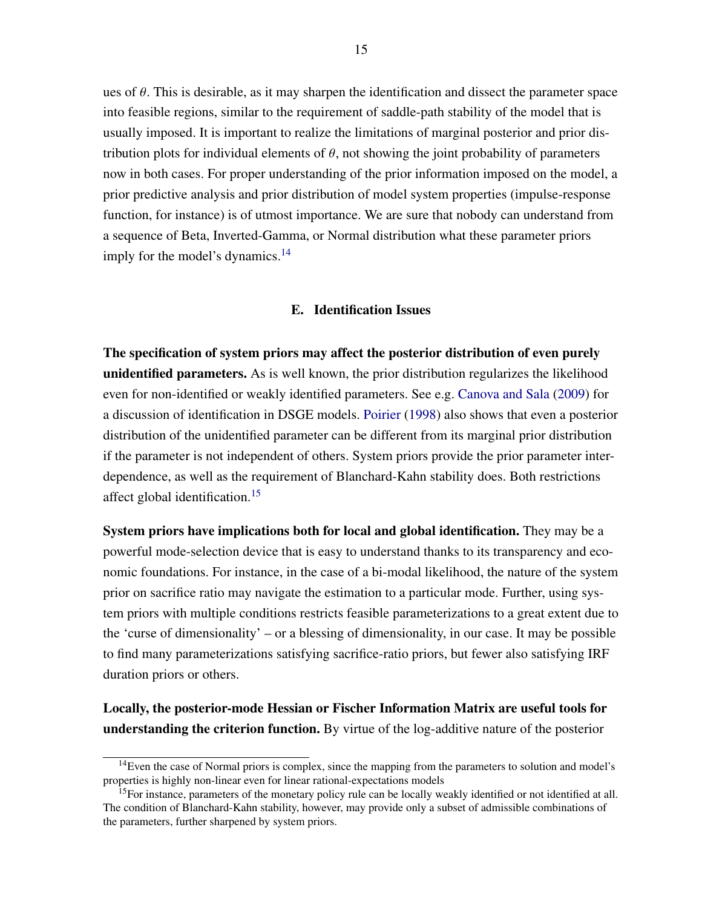ues of $\theta$. This is desirable, as it may sharpen the identification and dissect the parameter space into feasible regions, similar to the requirement of saddle-path stability of the model that is usually imposed. It is important to realize the limitations of marginal posterior and prior distribution plots for individual elements of $\theta$, not showing the joint probability of parameters now in both cases. For proper understanding of the prior information imposed on the model, a prior predictive analysis and prior distribution of model system properties (impulse-response function, for instance) is of utmost importance. We are sure that nobody can understand from a sequence of Beta, Inverted-Gamma, or Normal distribution what these parameter priors imply for the model's dynamics.[14]

### E. Identification Issues

**The specification of system priors may affect the posterior distribution of even purely unidentified parameters.** As is well known, the prior distribution regularizes the likelihood even for non-identified or weakly identified parameters. See e.g. Canova and Sala (2009) for a discussion of identification in DSGE models. Poirier (1998) also shows that even a posterior distribution of the unidentified parameter can be different from its marginal prior distribution if the parameter is not independent of others. System priors provide the prior parameter interdependence, as well as the requirement of Blanchard-Kahn stability does. Both restrictions affect global identification.[15]

**System priors have implications both for local and global identification.** They may be a powerful mode-selection device that is easy to understand thanks to its transparency and economic foundations. For instance, in the case of a bi-modal likelihood, the nature of the system prior on sacrifice ratio may navigate the estimation to a particular mode. Further, using system priors with multiple conditions restricts feasible parameterizations to a great extent due to the 'curse of dimensionality' – or a blessing of dimensionality, in our case. It may be possible to find many parameterizations satisfying sacrifice-ratio priors, but fewer also satisfying IRF duration priors or others.

**Locally, the posterior-mode Hessian or Fischer Information Matrix are useful tools for understanding the criterion function.** By virtue of the log-additive nature of the posterior

[14] Even the case of Normal priors is complex, since the mapping from the parameters to solution and model's properties is highly non-linear even for linear rational-expectations models

[15] For instance, parameters of the monetary policy rule can be locally weakly identified or not identified at all. The condition of Blanchard-Kahn stability, however, may provide only a subset of admissible combinations of the parameters, further sharpened by system priors.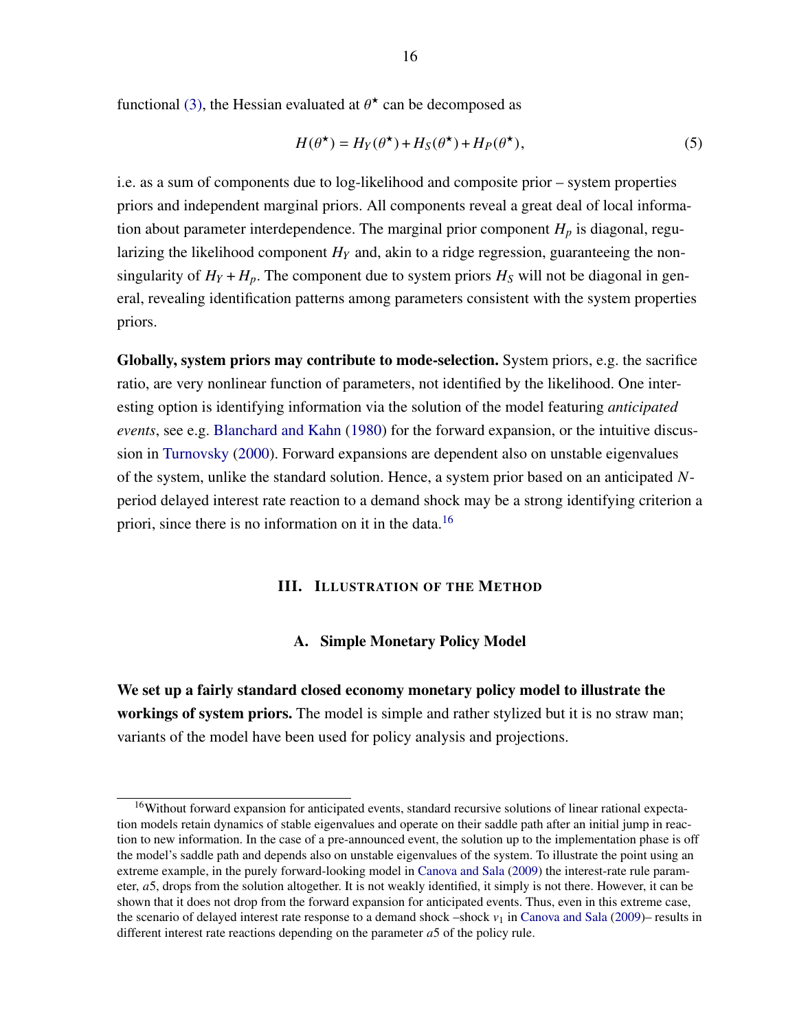functional (3), the Hessian evaluated at $\theta^\star$ can be decomposed as

$$H(\theta^\star) = H_Y(\theta^\star) + H_S(\theta^\star) + H_P(\theta^\star), \tag{5}$$

i.e. as a sum of components due to log-likelihood and composite prior – system properties priors and independent marginal priors. All components reveal a great deal of local information about parameter interdependence. The marginal prior component $H_p$ is diagonal, regularizing the likelihood component $H_Y$ and, akin to a ridge regression, guaranteeing the non-singularity of $H_Y + H_p$. The component due to system priors $H_S$ will not be diagonal in general, revealing identification patterns among parameters consistent with the system properties priors.

**Globally, system priors may contribute to mode-selection.** System priors, e.g. the sacrifice ratio, are very nonlinear function of parameters, not identified by the likelihood. One interesting option is identifying information via the solution of the model featuring *anticipated events*, see e.g. Blanchard and Kahn (1980) for the forward expansion, or the intuitive discussion in Turnovsky (2000). Forward expansions are dependent also on unstable eigenvalues of the system, unlike the standard solution. Hence, a system prior based on an anticipated $N$-period delayed interest rate reaction to a demand shock may be a strong identifying criterion a priori, since there is no information on it in the data.[16]

## III. Illustration of the Method

### A. Simple Monetary Policy Model

**We set up a fairly standard closed economy monetary policy model to illustrate the workings of system priors.** The model is simple and rather stylized but it is no straw man; variants of the model have been used for policy analysis and projections.

---

[16] Without forward expansion for anticipated events, standard recursive solutions of linear rational expectation models retain dynamics of stable eigenvalues and operate on their saddle path after an initial jump in reaction to new information. In the case of a pre-announced event, the solution up to the implementation phase is off the model's saddle path and depends also on unstable eigenvalues of the system. To illustrate the point using an extreme example, in the purely forward-looking model in Canova and Sala (2009) the interest-rate rule parameter, $a5$, drops from the solution altogether. It is not weakly identified, it simply is not there. However, it can be shown that it does not drop from the forward expansion for anticipated events. Thus, even in this extreme case, the scenario of delayed interest rate response to a demand shock –shock $v_1$ in Canova and Sala (2009)– results in different interest rate reactions depending on the parameter $a5$ of the policy rule.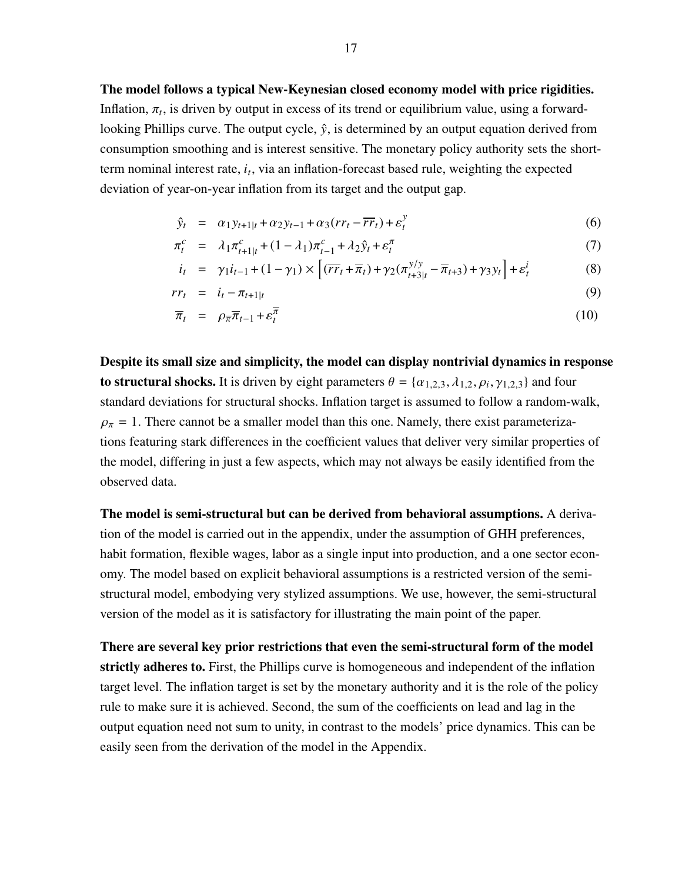**The model follows a typical New-Keynesian closed economy model with price rigidities.** Inflation, $\pi_t$, is driven by output in excess of its trend or equilibrium value, using a forward-looking Phillips curve. The output cycle, $\hat{y}$, is determined by an output equation derived from consumption smoothing and is interest sensitive. The monetary policy authority sets the short-term nominal interest rate, $i_t$, via an inflation-forecast based rule, weighting the expected deviation of year-on-year inflation from its target and the output gap.

$$
\begin{aligned}
\hat{y}_t &= \alpha_1 y_{t+1|t} + \alpha_2 y_{t-1} + \alpha_3 (rr_t - \overline{rr}_t) + \varepsilon^y_t && (6)\\
\pi^c_t &= \lambda_1 \pi^c_{t+1|t} + (1-\lambda_1)\pi^c_{t-1} + \lambda_2 \hat{y}_t + \varepsilon^\pi_t && (7)\\
i_t &= \gamma_1 i_{t-1} + (1-\gamma_1) \times \Big[ (\overline{rr}_t + \overline{\pi}_t) + \gamma_2 (\pi^{y/y}_{t+3|t} - \overline{\pi}_{t+3}) + \gamma_3 y_t \Big] + \varepsilon^i_t && (8)\\
rr_t &= i_t - \pi_{t+1|t} && (9)\\
\overline{\pi}_t &= \rho_{\overline{\pi}} \overline{\pi}_{t-1} + \varepsilon^{\overline{\pi}}_t && (10)
\end{aligned}
$$

**Despite its small size and simplicity, the model can display nontrivial dynamics in response to structural shocks.** It is driven by eight parameters $\theta = \{\alpha_{1,2,3}, \lambda_{1,2}, \rho_i, \gamma_{1,2,3}\}$ and four standard deviations for structural shocks. Inflation target is assumed to follow a random-walk, $\rho_\pi = 1$. There cannot be a smaller model than this one. Namely, there exist parameterizations featuring stark differences in the coefficient values that deliver very similar properties of the model, differing in just a few aspects, which may not always be easily identified from the observed data.

**The model is semi-structural but can be derived from behavioral assumptions.** A derivation of the model is carried out in the appendix, under the assumption of GHH preferences, habit formation, flexible wages, labor as a single input into production, and a one sector economy. The model based on explicit behavioral assumptions is a restricted version of the semi-structural model, embodying very stylized assumptions. We use, however, the semi-structural version of the model as it is satisfactory for illustrating the main point of the paper.

**There are several key prior restrictions that even the semi-structural form of the model strictly adheres to.** First, the Phillips curve is homogeneous and independent of the inflation target level. The inflation target is set by the monetary authority and it is the role of the policy rule to make sure it is achieved. Second, the sum of the coefficients on lead and lag in the output equation need not sum to unity, in contrast to the models' price dynamics. This can be easily seen from the derivation of the model in the Appendix.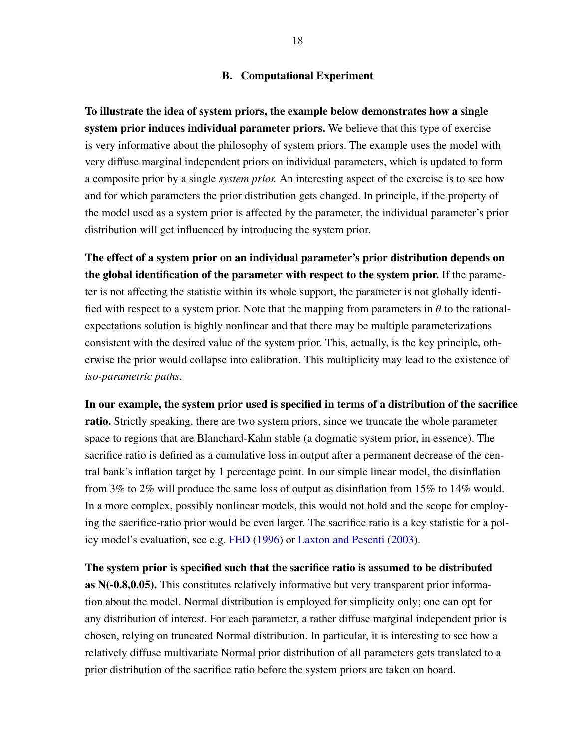### B. Computational Experiment

**To illustrate the idea of system priors, the example below demonstrates how a single system prior induces individual parameter priors.** We believe that this type of exercise is very informative about the philosophy of system priors. The example uses the model with very diffuse marginal independent priors on individual parameters, which is updated to form a composite prior by a single *system prior.* An interesting aspect of the exercise is to see how and for which parameters the prior distribution gets changed. In principle, if the property of the model used as a system prior is affected by the parameter, the individual parameter's prior distribution will get influenced by introducing the system prior.

**The effect of a system prior on an individual parameter's prior distribution depends on the global identification of the parameter with respect to the system prior.** If the parameter is not affecting the statistic within its whole support, the parameter is not globally identified with respect to a system prior. Note that the mapping from parameters in $\theta$ to the rational-expectations solution is highly nonlinear and that there may be multiple parameterizations consistent with the desired value of the system prior. This, actually, is the key principle, otherwise the prior would collapse into calibration. This multiplicity may lead to the existence of *iso-parametric paths*.

**In our example, the system prior used is specified in terms of a distribution of the sacrifice ratio.** Strictly speaking, there are two system priors, since we truncate the whole parameter space to regions that are Blanchard-Kahn stable (a dogmatic system prior, in essence). The sacrifice ratio is defined as a cumulative loss in output after a permanent decrease of the central bank's inflation target by 1 percentage point. In our simple linear model, the disinflation from 3% to 2% will produce the same loss of output as disinflation from 15% to 14% would. In a more complex, possibly nonlinear models, this would not hold and the scope for employing the sacrifice-ratio prior would be even larger. The sacrifice ratio is a key statistic for a policy model's evaluation, see e.g. FED (1996) or Laxton and Pesenti (2003).

**The system prior is specified such that the sacrifice ratio is assumed to be distributed as N(-0.8,0.05).** This constitutes relatively informative but very transparent prior information about the model. Normal distribution is employed for simplicity only; one can opt for any distribution of interest. For each parameter, a rather diffuse marginal independent prior is chosen, relying on truncated Normal distribution. In particular, it is interesting to see how a relatively diffuse multivariate Normal prior distribution of all parameters gets translated to a prior distribution of the sacrifice ratio before the system priors are taken on board.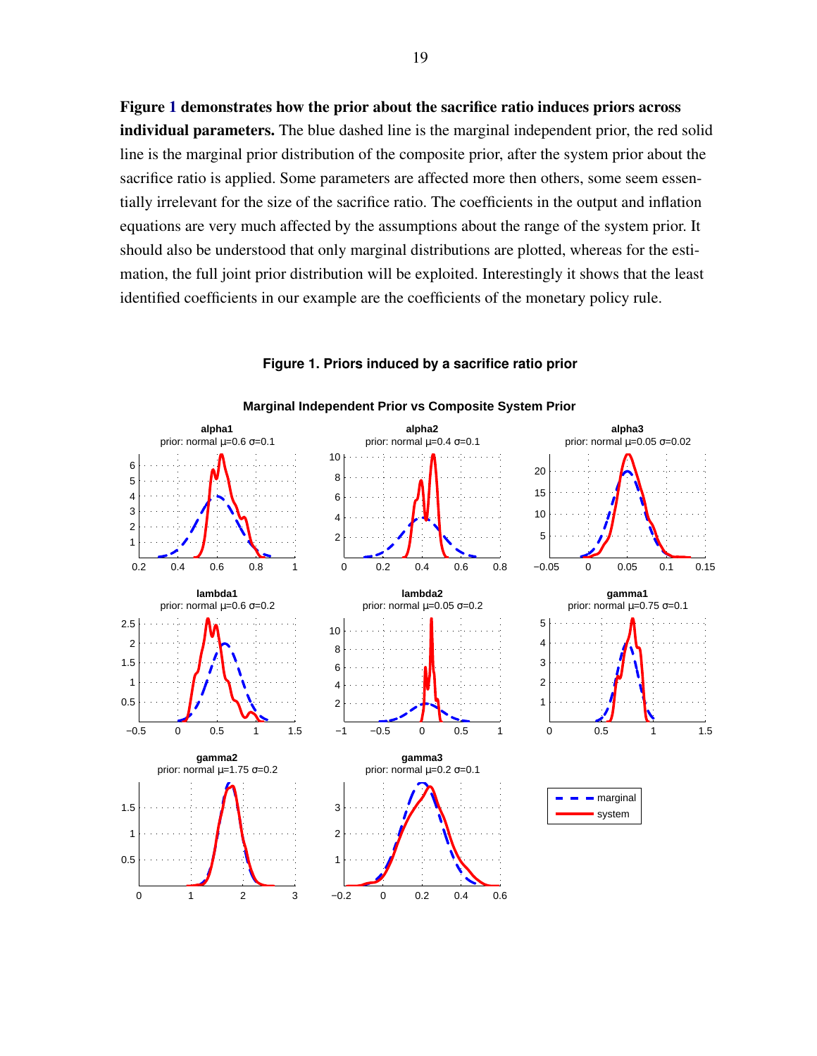**Figure 1 demonstrates how the prior about the sacrifice ratio induces priors across individual parameters.** The blue dashed line is the marginal independent prior, the red solid line is the marginal prior distribution of the composite prior, after the system prior about the sacrifice ratio is applied. Some parameters are affected more then others, some seem essentially irrelevant for the size of the sacrifice ratio. The coefficients in the output and inflation equations are very much affected by the assumptions about the range of the system prior. It should also be understood that only marginal distributions are plotted, whereas for the estimation, the full joint prior distribution will be exploited. Interestingly it shows that the least identified coefficients in our example are the coefficients of the monetary policy rule.

**Figure 1. Priors induced by a sacrifice ratio prior**

**Marginal Independent Prior vs Composite System Prior**

alpha1 — prior: normal μ=0.6 σ=0.1

alpha2 — prior: normal μ=0.4 σ=0.1

alpha3 — prior: normal μ=0.05 σ=0.02

lambda1 — prior: normal μ=0.6 σ=0.2

lambda2 — prior: normal μ=0.05 σ=0.2

gamma1 — prior: normal μ=0.75 σ=0.1

gamma2 — prior: normal μ=1.75 σ=0.2

gamma3 — prior: normal μ=0.2 σ=0.1

Legend: marginal (blue dashed), system (red solid)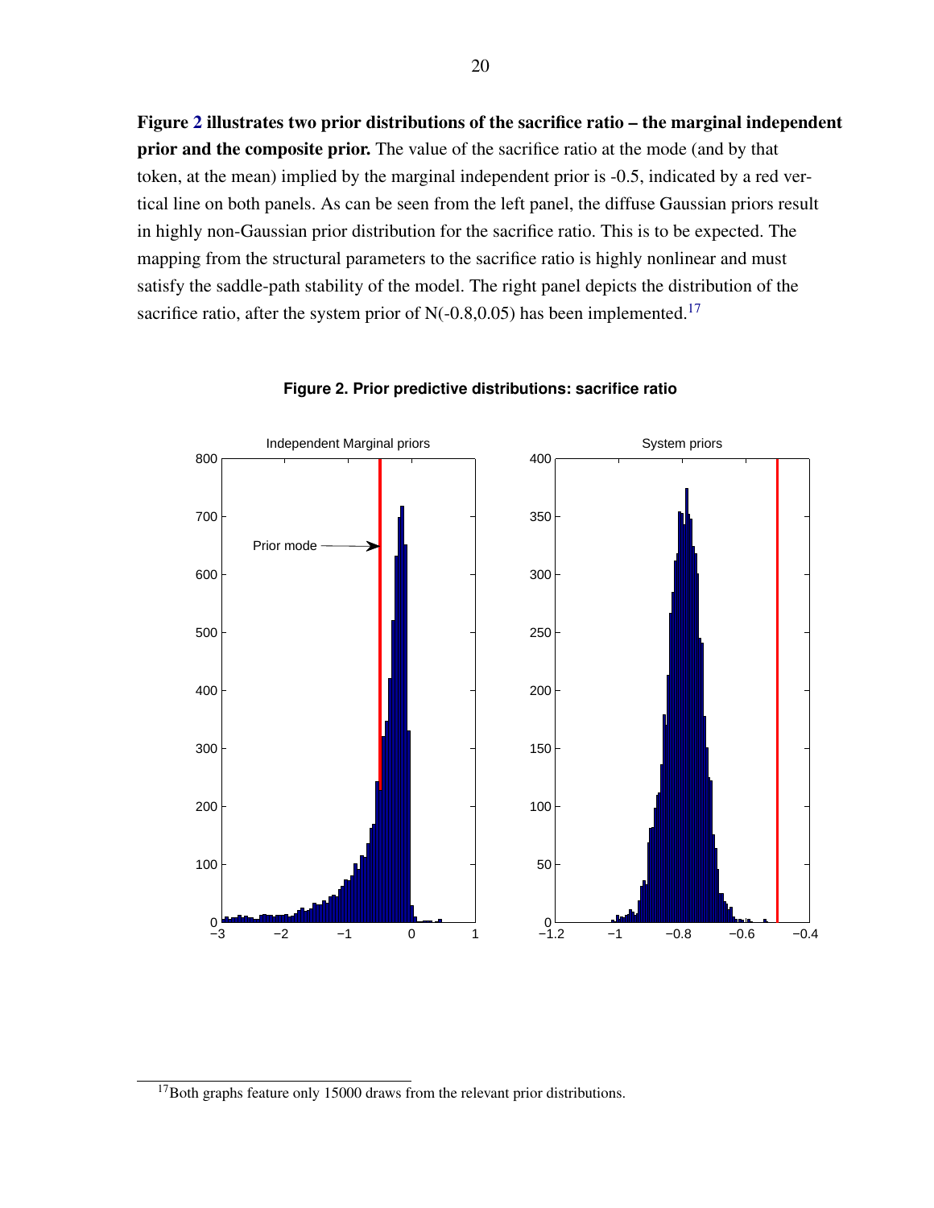**Figure 2 illustrates two prior distributions of the sacrifice ratio – the marginal independent prior and the composite prior.** The value of the sacrifice ratio at the mode (and by that token, at the mean) implied by the marginal independent prior is -0.5, indicated by a red vertical line on both panels. As can be seen from the left panel, the diffuse Gaussian priors result in highly non-Gaussian prior distribution for the sacrifice ratio. This is to be expected. The mapping from the structural parameters to the sacrifice ratio is highly nonlinear and must satisfy the saddle-path stability of the model. The right panel depicts the distribution of the sacrifice ratio, after the system prior of N(-0.8,0.05) has been implemented.[17]

**Figure 2. Prior predictive distributions: sacrifice ratio**

[17] Both graphs feature only 15000 draws from the relevant prior distributions.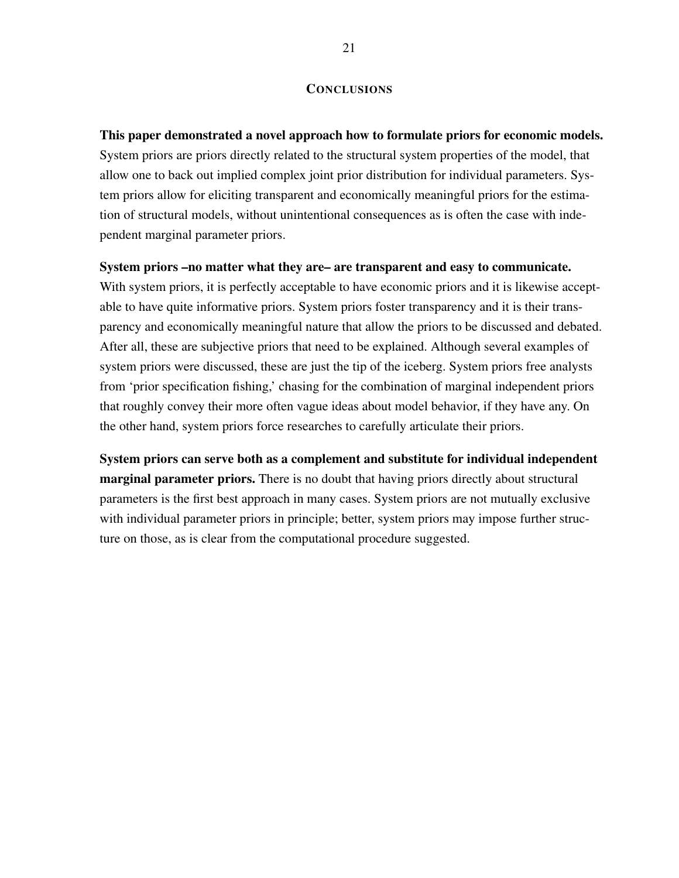## Conclusions

**This paper demonstrated a novel approach how to formulate priors for economic models.** System priors are priors directly related to the structural system properties of the model, that allow one to back out implied complex joint prior distribution for individual parameters. System priors allow for eliciting transparent and economically meaningful priors for the estimation of structural models, without unintentional consequences as is often the case with independent marginal parameter priors.

**System priors –no matter what they are– are transparent and easy to communicate.** With system priors, it is perfectly acceptable to have economic priors and it is likewise acceptable to have quite informative priors. System priors foster transparency and it is their transparency and economically meaningful nature that allow the priors to be discussed and debated. After all, these are subjective priors that need to be explained. Although several examples of system priors were discussed, these are just the tip of the iceberg. System priors free analysts from 'prior specification fishing,' chasing for the combination of marginal independent priors that roughly convey their more often vague ideas about model behavior, if they have any. On the other hand, system priors force researches to carefully articulate their priors.

**System priors can serve both as a complement and substitute for individual independent marginal parameter priors.** There is no doubt that having priors directly about structural parameters is the first best approach in many cases. System priors are not mutually exclusive with individual parameter priors in principle; better, system priors may impose further structure on those, as is clear from the computational procedure suggested.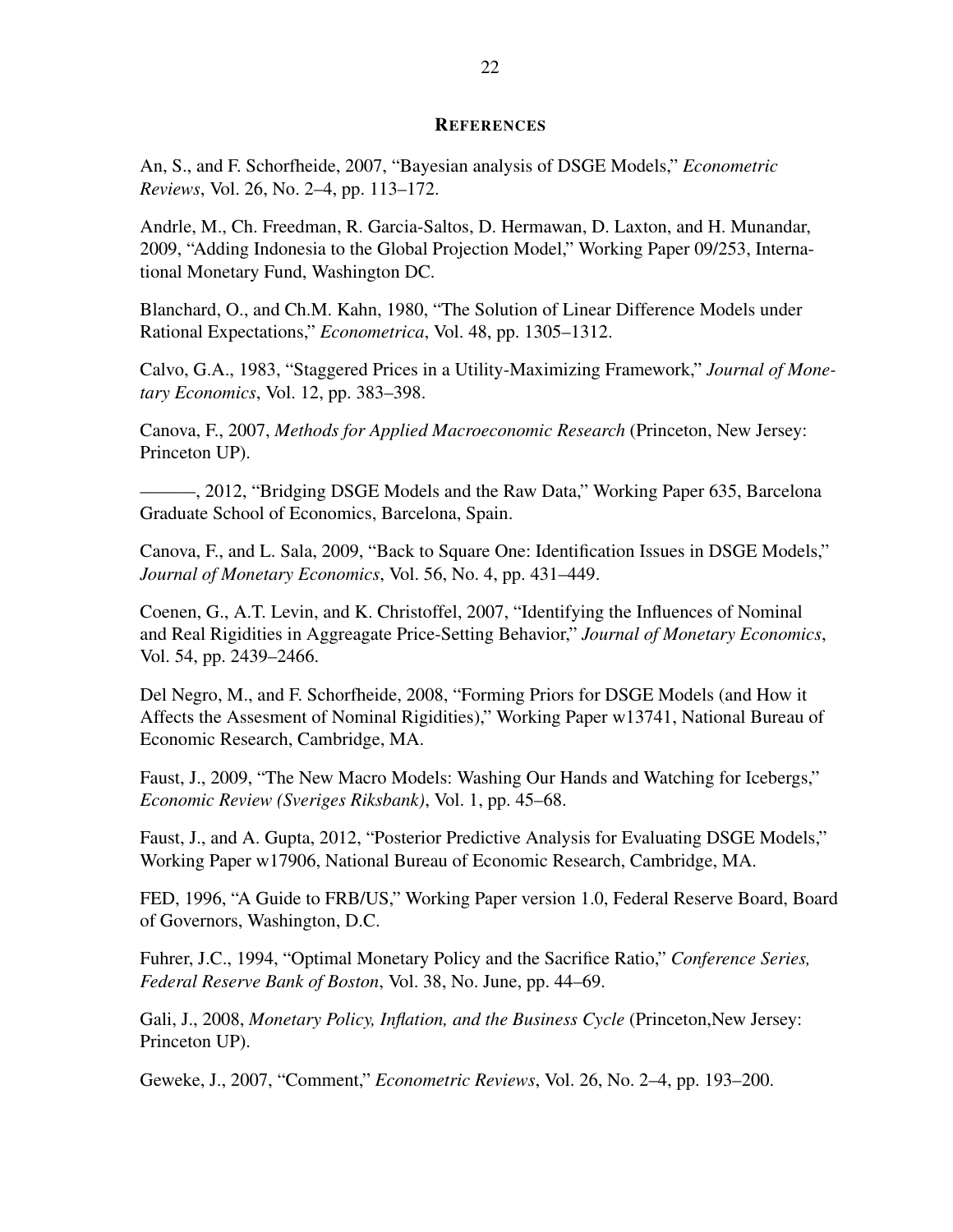## REFERENCES

An, S., and F. Schorfheide, 2007, "Bayesian analysis of DSGE Models," *Econometric Reviews*, Vol. 26, No. 2–4, pp. 113–172.

Andrle, M., Ch. Freedman, R. Garcia-Saltos, D. Hermawan, D. Laxton, and H. Munandar, 2009, "Adding Indonesia to the Global Projection Model," Working Paper 09/253, International Monetary Fund, Washington DC.

Blanchard, O., and Ch.M. Kahn, 1980, "The Solution of Linear Difference Models under Rational Expectations," *Econometrica*, Vol. 48, pp. 1305–1312.

Calvo, G.A., 1983, "Staggered Prices in a Utility-Maximizing Framework," *Journal of Monetary Economics*, Vol. 12, pp. 383–398.

Canova, F., 2007, *Methods for Applied Macroeconomic Research* (Princeton, New Jersey: Princeton UP).

———, 2012, "Bridging DSGE Models and the Raw Data," Working Paper 635, Barcelona Graduate School of Economics, Barcelona, Spain.

Canova, F., and L. Sala, 2009, "Back to Square One: Identification Issues in DSGE Models," *Journal of Monetary Economics*, Vol. 56, No. 4, pp. 431–449.

Coenen, G., A.T. Levin, and K. Christoffel, 2007, "Identifying the Influences of Nominal and Real Rigidities in Aggreagate Price-Setting Behavior," *Journal of Monetary Economics*, Vol. 54, pp. 2439–2466.

Del Negro, M., and F. Schorfheide, 2008, "Forming Priors for DSGE Models (and How it Affects the Assesment of Nominal Rigidities)," Working Paper w13741, National Bureau of Economic Research, Cambridge, MA.

Faust, J., 2009, "The New Macro Models: Washing Our Hands and Watching for Icebergs," *Economic Review (Sveriges Riksbank)*, Vol. 1, pp. 45–68.

Faust, J., and A. Gupta, 2012, "Posterior Predictive Analysis for Evaluating DSGE Models," Working Paper w17906, National Bureau of Economic Research, Cambridge, MA.

FED, 1996, "A Guide to FRB/US," Working Paper version 1.0, Federal Reserve Board, Board of Governors, Washington, D.C.

Fuhrer, J.C., 1994, "Optimal Monetary Policy and the Sacrifice Ratio," *Conference Series, Federal Reserve Bank of Boston*, Vol. 38, No. June, pp. 44–69.

Gali, J., 2008, *Monetary Policy, Inflation, and the Business Cycle* (Princeton,New Jersey: Princeton UP).

Geweke, J., 2007, "Comment," *Econometric Reviews*, Vol. 26, No. 2–4, pp. 193–200.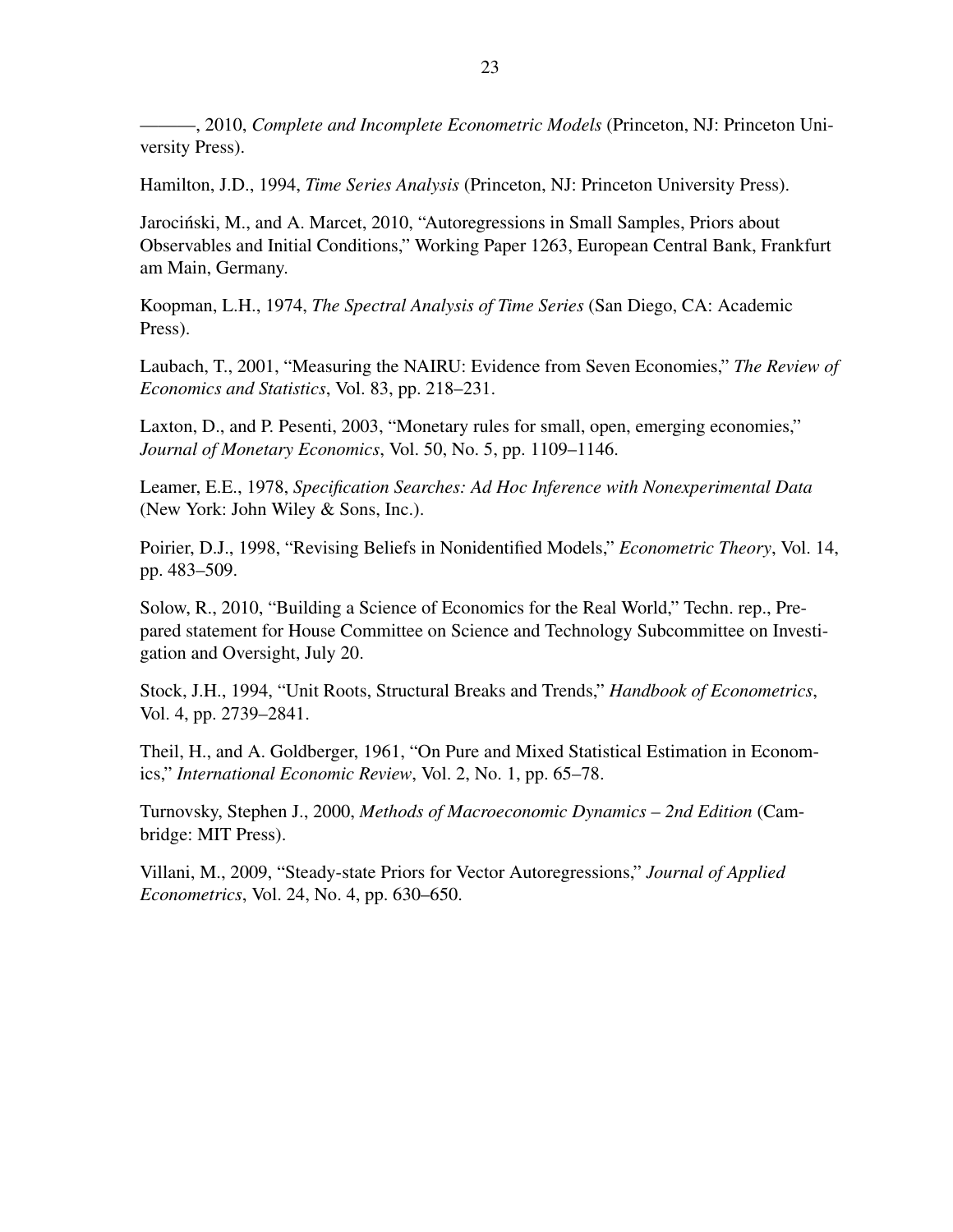———, 2010, *Complete and Incomplete Econometric Models* (Princeton, NJ: Princeton University Press).

Hamilton, J.D., 1994, *Time Series Analysis* (Princeton, NJ: Princeton University Press).

Jarociński, M., and A. Marcet, 2010, "Autoregressions in Small Samples, Priors about Observables and Initial Conditions," Working Paper 1263, European Central Bank, Frankfurt am Main, Germany.

Koopman, L.H., 1974, *The Spectral Analysis of Time Series* (San Diego, CA: Academic Press).

Laubach, T., 2001, "Measuring the NAIRU: Evidence from Seven Economies," *The Review of Economics and Statistics*, Vol. 83, pp. 218–231.

Laxton, D., and P. Pesenti, 2003, "Monetary rules for small, open, emerging economies," *Journal of Monetary Economics*, Vol. 50, No. 5, pp. 1109–1146.

Leamer, E.E., 1978, *Specification Searches: Ad Hoc Inference with Nonexperimental Data* (New York: John Wiley & Sons, Inc.).

Poirier, D.J., 1998, "Revising Beliefs in Nonidentified Models," *Econometric Theory*, Vol. 14, pp. 483–509.

Solow, R., 2010, "Building a Science of Economics for the Real World," Techn. rep., Prepared statement for House Committee on Science and Technology Subcommittee on Investigation and Oversight, July 20.

Stock, J.H., 1994, "Unit Roots, Structural Breaks and Trends," *Handbook of Econometrics*, Vol. 4, pp. 2739–2841.

Theil, H., and A. Goldberger, 1961, "On Pure and Mixed Statistical Estimation in Economics," *International Economic Review*, Vol. 2, No. 1, pp. 65–78.

Turnovsky, Stephen J., 2000, *Methods of Macroeconomic Dynamics – 2nd Edition* (Cambridge: MIT Press).

Villani, M., 2009, "Steady-state Priors for Vector Autoregressions," *Journal of Applied Econometrics*, Vol. 24, No. 4, pp. 630–650.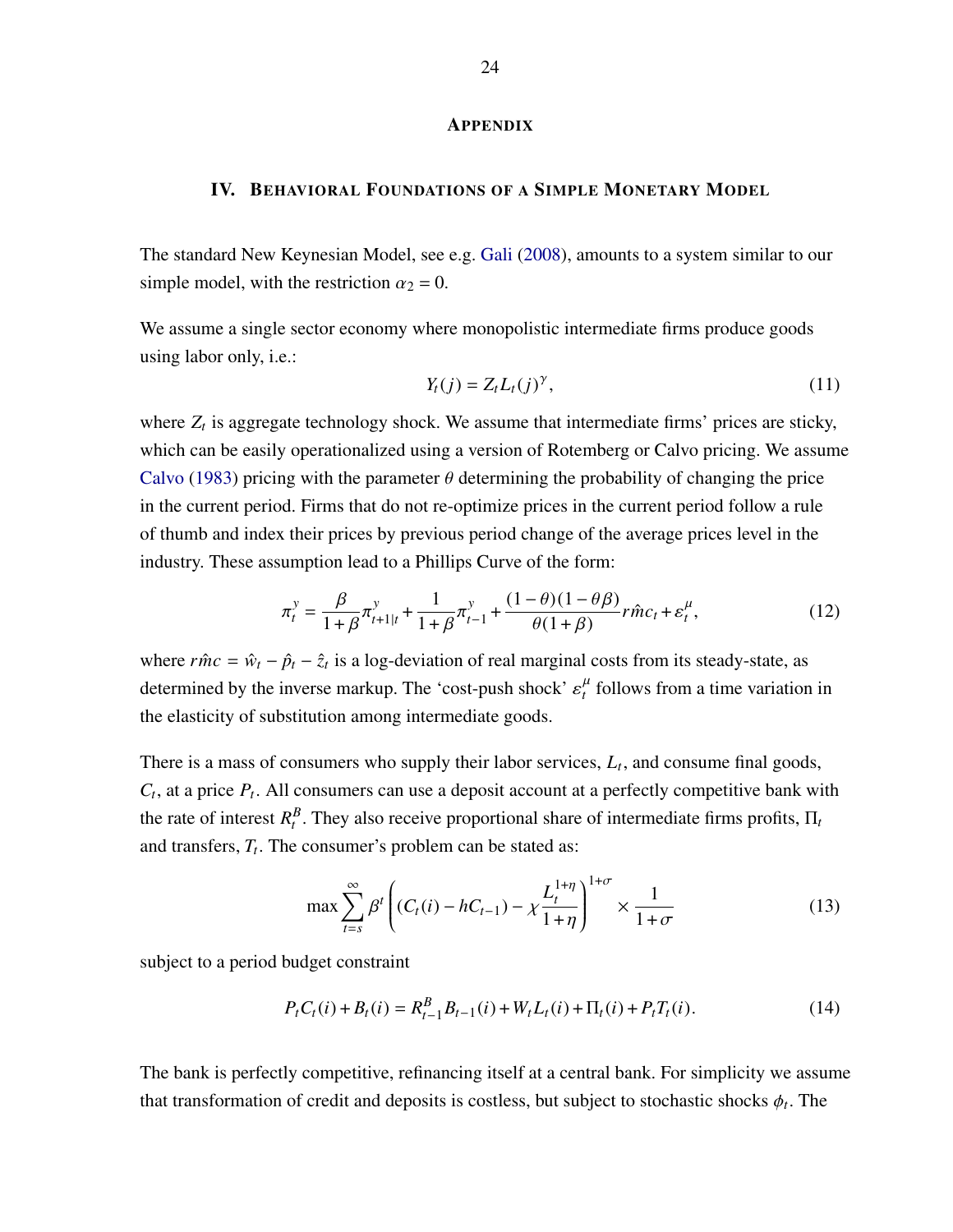# APPENDIX

## IV. BEHAVIORAL FOUNDATIONS OF A SIMPLE MONETARY MODEL

The standard New Keynesian Model, see e.g. Gali (2008), amounts to a system similar to our simple model, with the restriction $\alpha_2 = 0$.

We assume a single sector economy where monopolistic intermediate firms produce goods using labor only, i.e.:

$$Y_t(j) = Z_t L_t(j)^{\gamma}, \tag{11}$$

where $Z_t$ is aggregate technology shock. We assume that intermediate firms' prices are sticky, which can be easily operationalized using a version of Rotemberg or Calvo pricing. We assume Calvo (1983) pricing with the parameter $\theta$ determining the probability of changing the price in the current period. Firms that do not re-optimize prices in the current period follow a rule of thumb and index their prices by previous period change of the average prices level in the industry. These assumption lead to a Phillips Curve of the form:

$$\pi_t^y = \frac{\beta}{1+\beta}\pi_{t+1|t}^y + \frac{1}{1+\beta}\pi_{t-1}^y + \frac{(1-\theta)(1-\theta\beta)}{\theta(1+\beta)} r\hat{m}c_t + \varepsilon_t^{\mu}, \tag{12}$$

where $r\hat{m}c = \hat{w}_t - \hat{p}_t - \hat{z}_t$ is a log-deviation of real marginal costs from its steady-state, as determined by the inverse markup. The 'cost-push shock' $\varepsilon_t^{\mu}$ follows from a time variation in the elasticity of substitution among intermediate goods.

There is a mass of consumers who supply their labor services, $L_t$, and consume final goods, $C_t$, at a price $P_t$. All consumers can use a deposit account at a perfectly competitive bank with the rate of interest $R_t^B$. They also receive proportional share of intermediate firms profits, $\Pi_t$ and transfers, $T_t$. The consumer's problem can be stated as:

$$\max \sum_{t=s}^{\infty} \beta^t \left( (C_t(i) - hC_{t-1}) - \chi \frac{L_t^{1+\eta}}{1+\eta} \right)^{1+\sigma} \times \frac{1}{1+\sigma} \tag{13}$$

subject to a period budget constraint

$$P_t C_t(i) + B_t(i) = R_{t-1}^B B_{t-1}(i) + W_t L_t(i) + \Pi_t(i) + P_t T_t(i). \tag{14}$$

The bank is perfectly competitive, refinancing itself at a central bank. For simplicity we assume that transformation of credit and deposits is costless, but subject to stochastic shocks $\phi_t$. The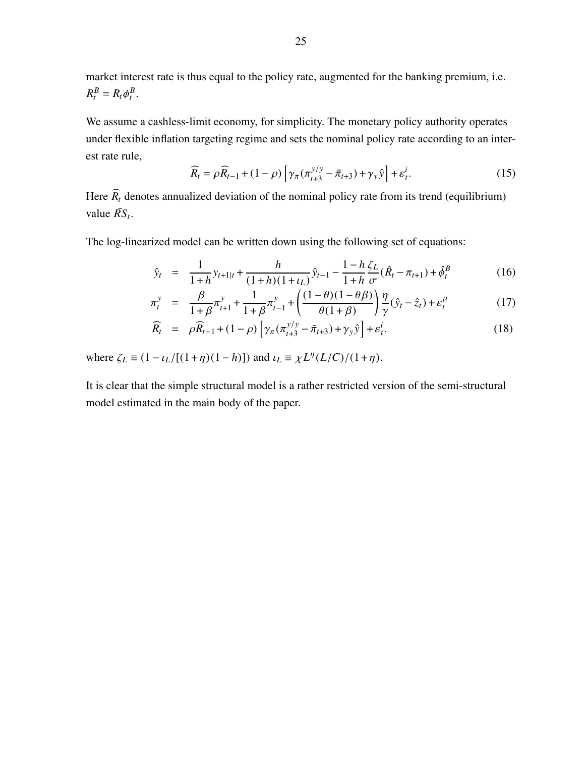market interest rate is thus equal to the policy rate, augmented for the banking premium, i.e. $R_t^B = R_t \phi_t^B$.

We assume a cashless-limit economy, for simplicity. The monetary policy authority operates under flexible inflation targeting regime and sets the nominal policy rate according to an interest rate rule,

$$\widehat{R_t} = \rho \widehat{R}_{t-1} + (1-\rho)\left[\gamma_\pi(\pi_{t+3}^{y/y} - \bar{\pi}_{t+3}) + \gamma_y \hat{y}\right] + \varepsilon_t^i. \tag{15}$$

Here $\widehat{R_t}$ denotes annualized deviation of the nominal policy rate from its trend (equilibrium) value $\bar{RS}_t$.

The log-linearized model can be written down using the following set of equations:

$$\hat{y}_t = \frac{1}{1+h} y_{t+1|t} + \frac{h}{(1+h)(1+\iota_L)}\hat{y}_{t-1} - \frac{1-h}{1+h}\frac{\zeta_L}{\sigma}(\hat{R}_t - \pi_{t+1}) + \hat{\phi}_t^B \tag{16}$$

$$\pi_t^y = \frac{\beta}{1+\beta}\pi_{t+1}^y + \frac{1}{1+\beta}\pi_{t-1}^y + \left(\frac{(1-\theta)(1-\theta\beta)}{\theta(1+\beta)}\right)\frac{\eta}{\gamma}(\hat{y}_t - \hat{z}_t) + \varepsilon_t^\mu \tag{17}$$

$$\widehat{R_t} = \rho \widehat{R}_{t-1} + (1-\rho)\left[\gamma_\pi(\pi_{t+3}^{y/y} - \bar{\pi}_{t+3}) + \gamma_y \hat{y}\right] + \varepsilon_t^i. \tag{18}$$

where $\zeta_L \equiv (1 - \iota_L/[(1+\eta)(1-h)])$ and $\iota_L \equiv \chi L^\eta (L/C)/(1+\eta)$.

It is clear that the simple structural model is a rather restricted version of the semi-structural model estimated in the main body of the paper.